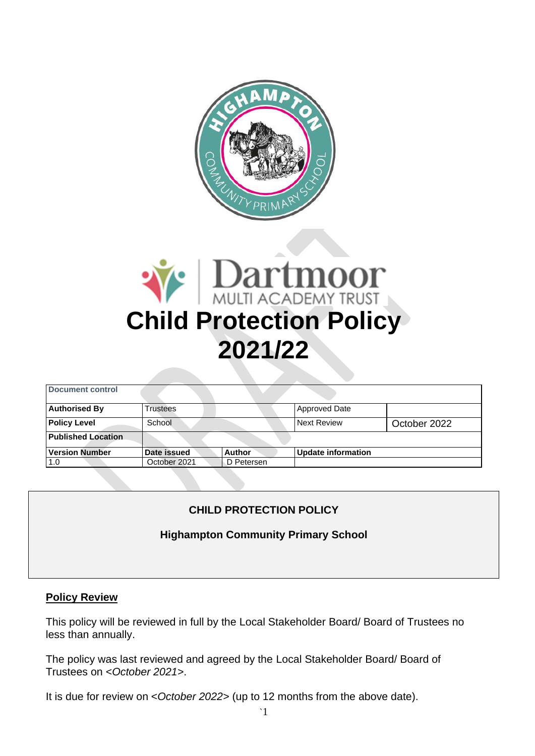# Child Protection Policy 2021/22

| Document control | | | | |
|---|---|---|---|---|
| **Authorised By** | Trustees | | Approved Date | |
| **Policy Level** | School | | Next Review | October 2022 |
| **Published Location** | | | | |
| **Version Number** | **Date issued** | **Author** | **Update information** | |
| 1.0 | October 2021 | D Petersen | | |

**CHILD PROTECTION POLICY**

**Highampton Community Primary School**

## Policy Review

This policy will be reviewed in full by the Local Stakeholder Board/ Board of Trustees no less than annually.

The policy was last reviewed and agreed by the Local Stakeholder Board/ Board of Trustees on <*October 2021*>.

It is due for review on <*October 2022*> (up to 12 months from the above date).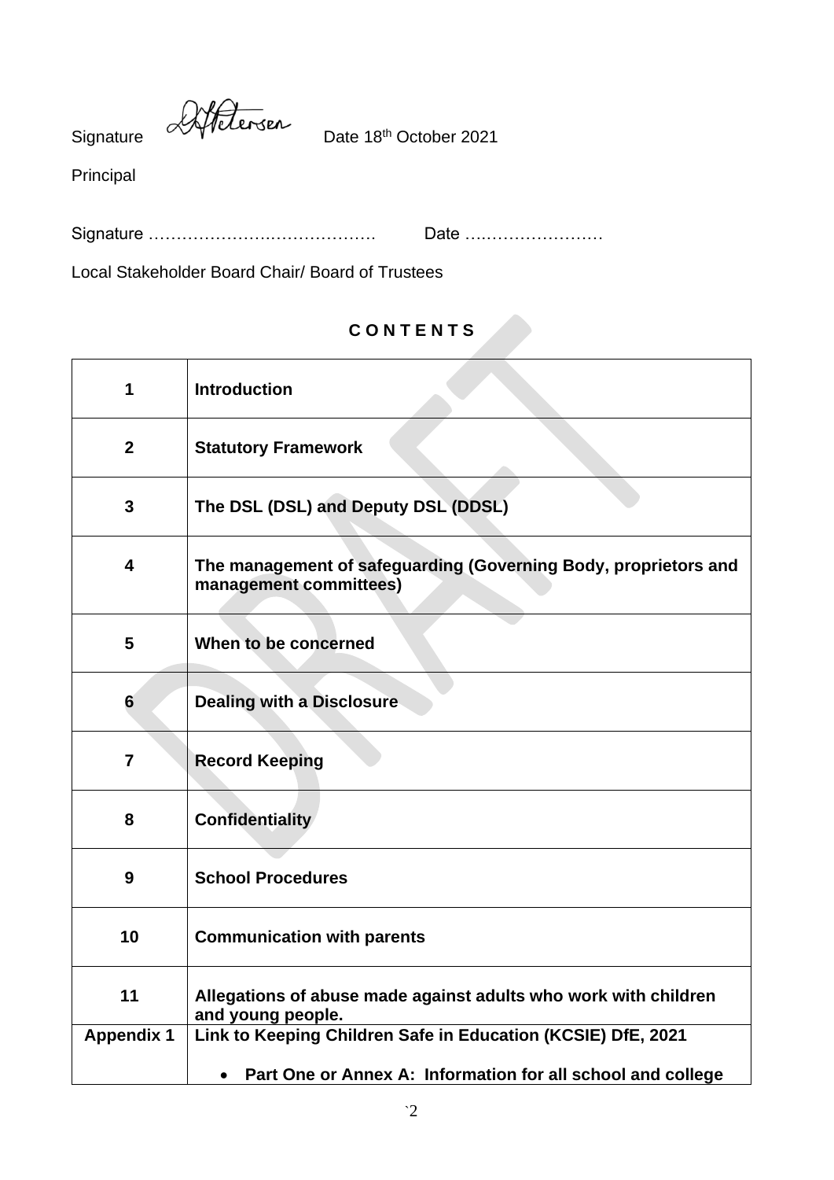Signature [signature] Date 18th October 2021

Principal

Signature ………………………………….      Date ………………………

Local Stakeholder Board Chair/ Board of Trustees

**C O N T E N T S**

| | |
|---|---|
| **1** | **Introduction** |
| **2** | **Statutory Framework** |
| **3** | **The DSL (DSL) and Deputy DSL (DDSL)** |
| **4** | **The management of safeguarding (Governing Body, proprietors and management committees)** |
| **5** | **When to be concerned** |
| **6** | **Dealing with a Disclosure** |
| **7** | **Record Keeping** |
| **8** | **Confidentiality** |
| **9** | **School Procedures** |
| **10** | **Communication with parents** |
| **11** | **Allegations of abuse made against adults who work with children and young people.** |
| **Appendix 1** | **Link to Keeping Children Safe in Education (KCSIE) DfE, 2021**<br>• **Part One or Annex A: Information for all school and college** |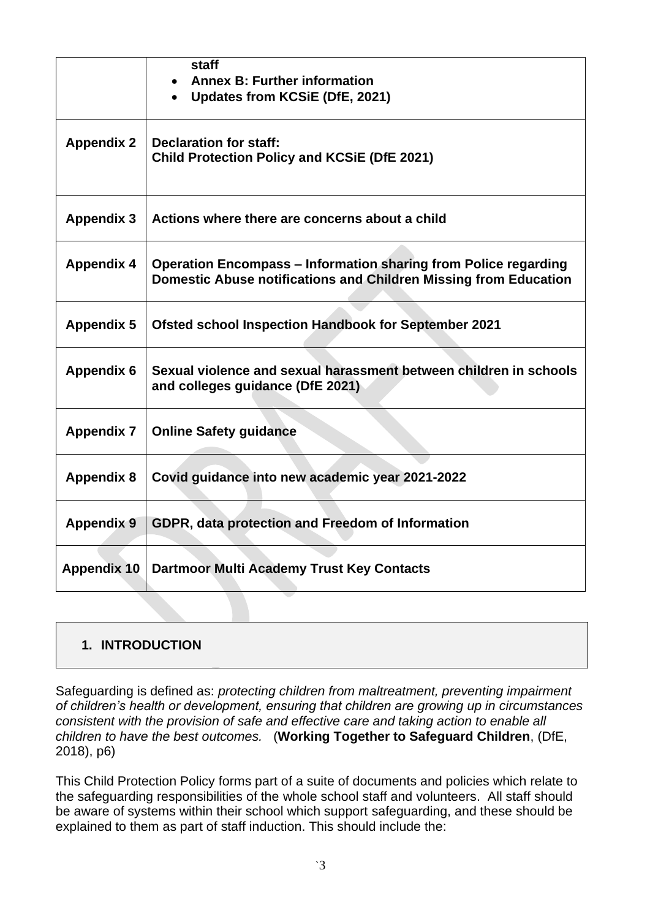| | |
|---|---|
| | **staff**<br>• **Annex B: Further information**<br>• **Updates from KCSiE (DfE, 2021)** |
| **Appendix 2** | **Declaration for staff:**<br>**Child Protection Policy and KCSiE (DfE 2021)** |
| **Appendix 3** | **Actions where there are concerns about a child** |
| **Appendix 4** | **Operation Encompass – Information sharing from Police regarding Domestic Abuse notifications and Children Missing from Education** |
| **Appendix 5** | **Ofsted school Inspection Handbook for September 2021** |
| **Appendix 6** | **Sexual violence and sexual harassment between children in schools and colleges guidance (DfE 2021)** |
| **Appendix 7** | **Online Safety guidance** |
| **Appendix 8** | **Covid guidance into new academic year 2021-2022** |
| **Appendix 9** | **GDPR, data protection and Freedom of Information** |
| **Appendix 10** | **Dartmoor Multi Academy Trust Key Contacts** |

## 1. INTRODUCTION

Safeguarding is defined as: *protecting children from maltreatment, preventing impairment of children's health or development, ensuring that children are growing up in circumstances consistent with the provision of safe and effective care and taking action to enable all children to have the best outcomes.* (**Working Together to Safeguard Children**, (DfE, 2018), p6)

This Child Protection Policy forms part of a suite of documents and policies which relate to the safeguarding responsibilities of the whole school staff and volunteers. All staff should be aware of systems within their school which support safeguarding, and these should be explained to them as part of staff induction. This should include the: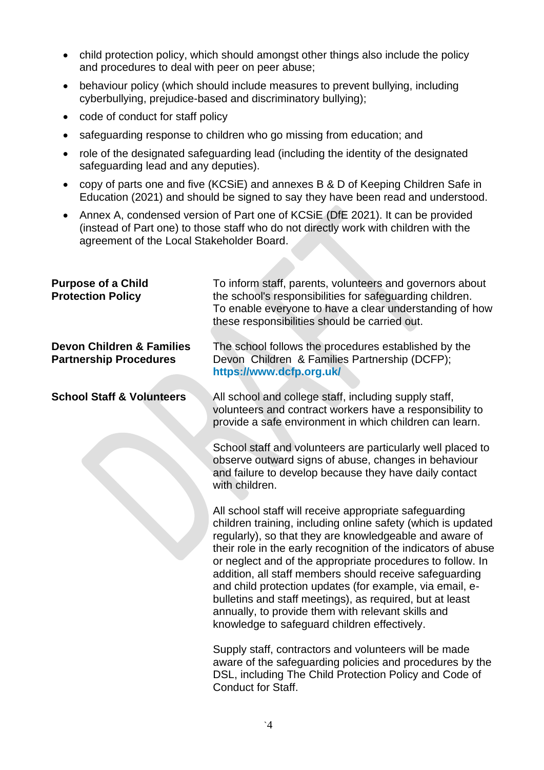- child protection policy, which should amongst other things also include the policy and procedures to deal with peer on peer abuse;
- behaviour policy (which should include measures to prevent bullying, including cyberbullying, prejudice-based and discriminatory bullying);
- code of conduct for staff policy
- safeguarding response to children who go missing from education; and
- role of the designated safeguarding lead (including the identity of the designated safeguarding lead and any deputies).
- copy of parts one and five (KCSiE) and annexes B & D of Keeping Children Safe in Education (2021) and should be signed to say they have been read and understood.
- Annex A, condensed version of Part one of KCSiE (DfE 2021). It can be provided (instead of Part one) to those staff who do not directly work with children with the agreement of the Local Stakeholder Board.

**Purpose of a Child Protection Policy**

To inform staff, parents, volunteers and governors about the school's responsibilities for safeguarding children. To enable everyone to have a clear understanding of how these responsibilities should be carried out.

**Devon Children & Families Partnership Procedures**

The school follows the procedures established by the Devon Children & Families Partnership (DCFP); **https://www.dcfp.org.uk/**

**School Staff & Volunteers**

All school and college staff, including supply staff, volunteers and contract workers have a responsibility to provide a safe environment in which children can learn.

School staff and volunteers are particularly well placed to observe outward signs of abuse, changes in behaviour and failure to develop because they have daily contact with children.

All school staff will receive appropriate safeguarding children training, including online safety (which is updated regularly), so that they are knowledgeable and aware of their role in the early recognition of the indicators of abuse or neglect and of the appropriate procedures to follow. In addition, all staff members should receive safeguarding and child protection updates (for example, via email, e-bulletins and staff meetings), as required, but at least annually, to provide them with relevant skills and knowledge to safeguard children effectively.

Supply staff, contractors and volunteers will be made aware of the safeguarding policies and procedures by the DSL, including The Child Protection Policy and Code of Conduct for Staff.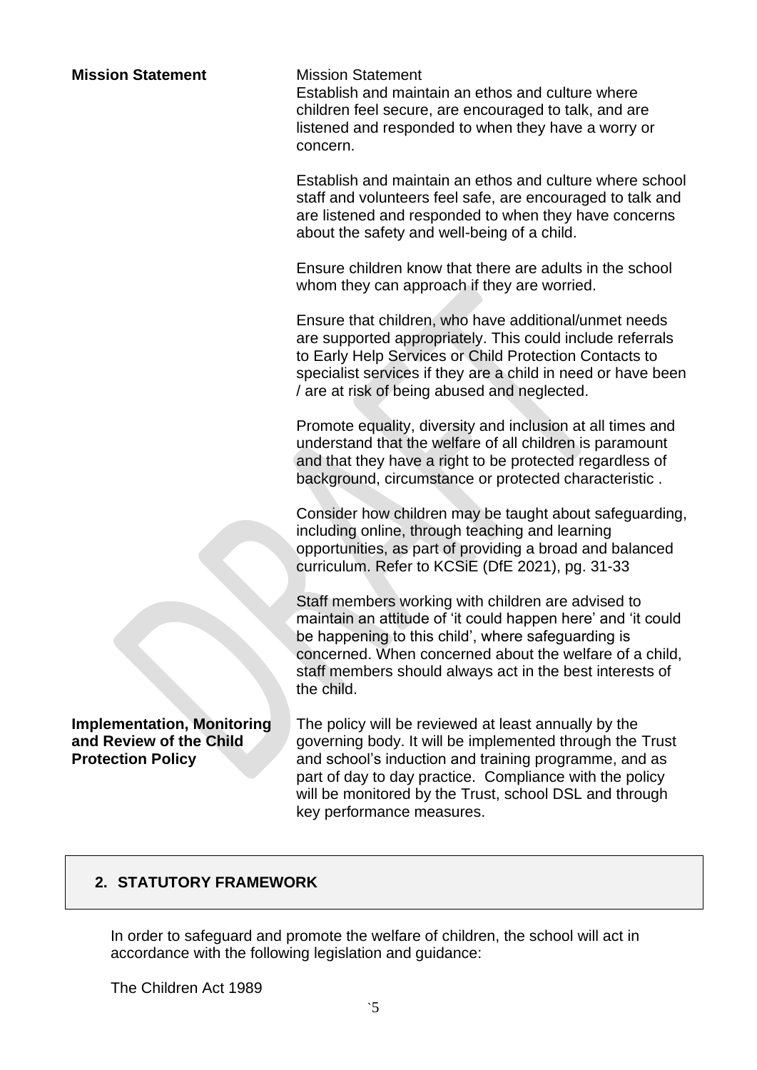**Mission Statement**

Mission Statement
Establish and maintain an ethos and culture where children feel secure, are encouraged to talk, and are listened and responded to when they have a worry or concern.

Establish and maintain an ethos and culture where school staff and volunteers feel safe, are encouraged to talk and are listened and responded to when they have concerns about the safety and well-being of a child.

Ensure children know that there are adults in the school whom they can approach if they are worried.

Ensure that children, who have additional/unmet needs are supported appropriately. This could include referrals to Early Help Services or Child Protection Contacts to specialist services if they are a child in need or have been / are at risk of being abused and neglected.

Promote equality, diversity and inclusion at all times and understand that the welfare of all children is paramount and that they have a right to be protected regardless of background, circumstance or protected characteristic .

Consider how children may be taught about safeguarding, including online, through teaching and learning opportunities, as part of providing a broad and balanced curriculum. Refer to KCSiE (DfE 2021), pg. 31-33

Staff members working with children are advised to maintain an attitude of 'it could happen here' and 'it could be happening to this child', where safeguarding is concerned. When concerned about the welfare of a child, staff members should always act in the best interests of the child.

**Implementation, Monitoring and Review of the Child Protection Policy**

The policy will be reviewed at least annually by the governing body. It will be implemented through the Trust and school's induction and training programme, and as part of day to day practice. Compliance with the policy will be monitored by the Trust, school DSL and through key performance measures.

## 2. STATUTORY FRAMEWORK

In order to safeguard and promote the welfare of children, the school will act in accordance with the following legislation and guidance:

The Children Act 1989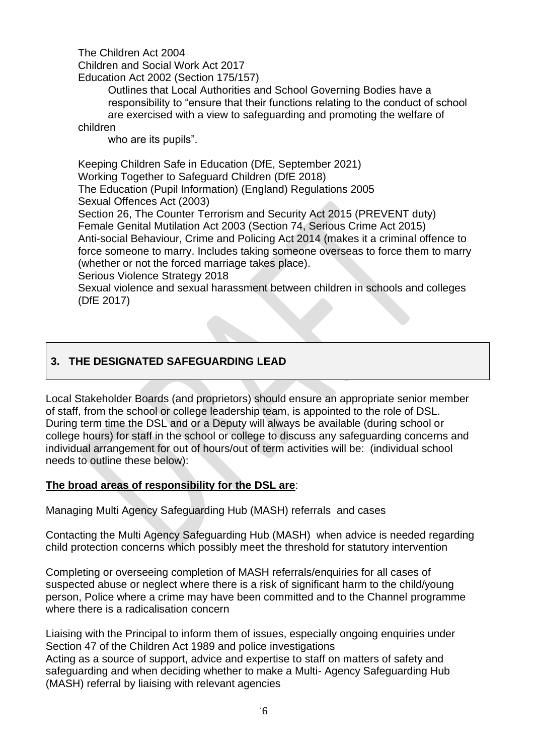The Children Act 2004

Children and Social Work Act 2017

Education Act 2002 (Section 175/157)

Outlines that Local Authorities and School Governing Bodies have a responsibility to "ensure that their functions relating to the conduct of school are exercised with a view to safeguarding and promoting the welfare of children who are its pupils".

Keeping Children Safe in Education (DfE, September 2021)

Working Together to Safeguard Children (DfE 2018)

The Education (Pupil Information) (England) Regulations 2005

Sexual Offences Act (2003)

Section 26, The Counter Terrorism and Security Act 2015 (PREVENT duty)

Female Genital Mutilation Act 2003 (Section 74, Serious Crime Act 2015)

Anti-social Behaviour, Crime and Policing Act 2014 (makes it a criminal offence to force someone to marry. Includes taking someone overseas to force them to marry (whether or not the forced marriage takes place).

Serious Violence Strategy 2018

Sexual violence and sexual harassment between children in schools and colleges (DfE 2017)

## 3. THE DESIGNATED SAFEGUARDING LEAD

Local Stakeholder Boards (and proprietors) should ensure an appropriate senior member of staff, from the school or college leadership team, is appointed to the role of DSL. During term time the DSL and or a Deputy will always be available (during school or college hours) for staff in the school or college to discuss any safeguarding concerns and individual arrangement for out of hours/out of term activities will be: (individual school needs to outline these below):

**The broad areas of responsibility for the DSL are**:

Managing Multi Agency Safeguarding Hub (MASH) referrals and cases

Contacting the Multi Agency Safeguarding Hub (MASH) when advice is needed regarding child protection concerns which possibly meet the threshold for statutory intervention

Completing or overseeing completion of MASH referrals/enquiries for all cases of suspected abuse or neglect where there is a risk of significant harm to the child/young person, Police where a crime may have been committed and to the Channel programme where there is a radicalisation concern

Liaising with the Principal to inform them of issues, especially ongoing enquiries under Section 47 of the Children Act 1989 and police investigations

Acting as a source of support, advice and expertise to staff on matters of safety and safeguarding and when deciding whether to make a Multi- Agency Safeguarding Hub (MASH) referral by liaising with relevant agencies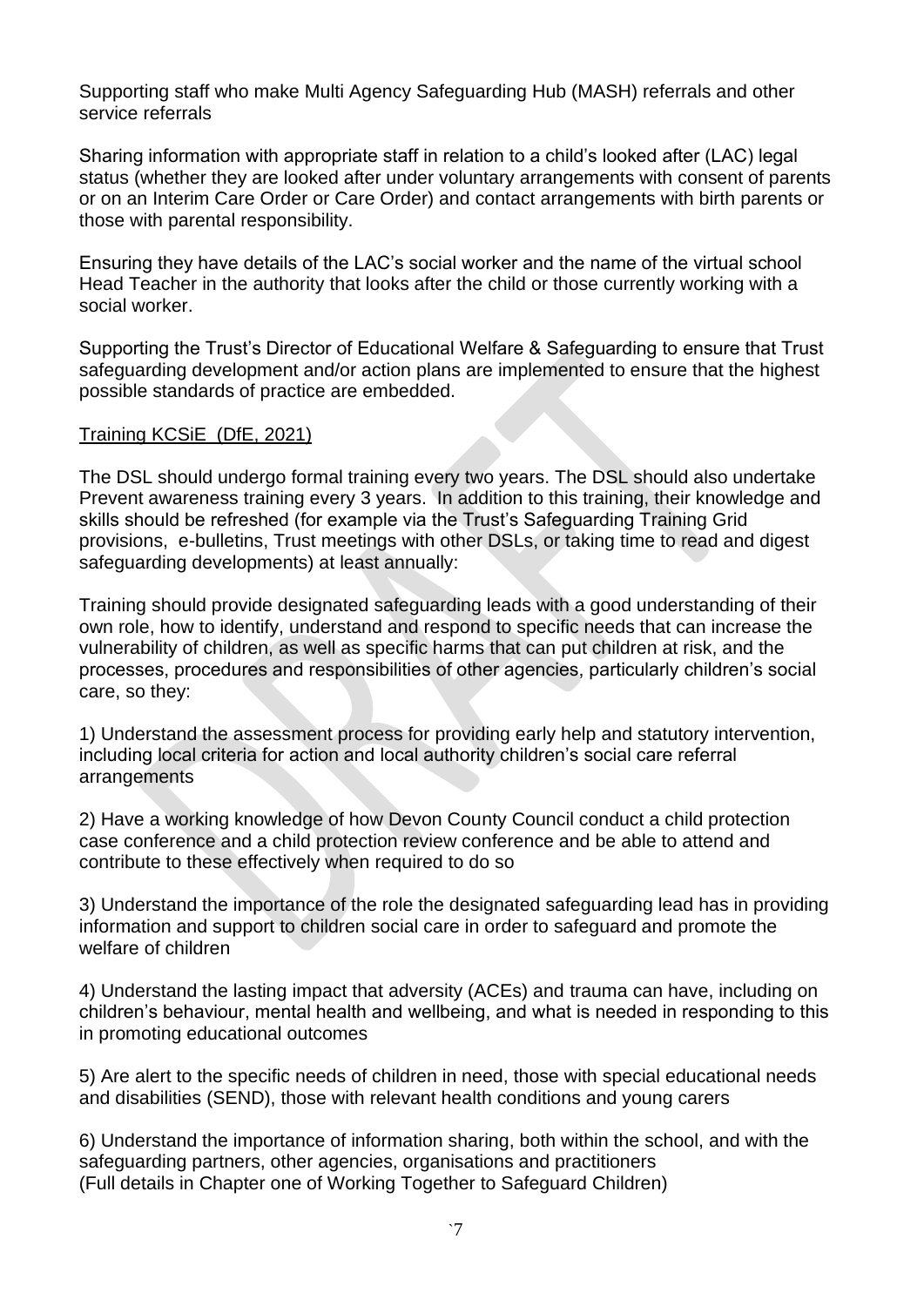Supporting staff who make Multi Agency Safeguarding Hub (MASH) referrals and other service referrals

Sharing information with appropriate staff in relation to a child's looked after (LAC) legal status (whether they are looked after under voluntary arrangements with consent of parents or on an Interim Care Order or Care Order) and contact arrangements with birth parents or those with parental responsibility.

Ensuring they have details of the LAC's social worker and the name of the virtual school Head Teacher in the authority that looks after the child or those currently working with a social worker.

Supporting the Trust's Director of Educational Welfare & Safeguarding to ensure that Trust safeguarding development and/or action plans are implemented to ensure that the highest possible standards of practice are embedded.

Training KCSiE (DfE, 2021)

The DSL should undergo formal training every two years. The DSL should also undertake Prevent awareness training every 3 years. In addition to this training, their knowledge and skills should be refreshed (for example via the Trust's Safeguarding Training Grid provisions, e-bulletins, Trust meetings with other DSLs, or taking time to read and digest safeguarding developments) at least annually:

Training should provide designated safeguarding leads with a good understanding of their own role, how to identify, understand and respond to specific needs that can increase the vulnerability of children, as well as specific harms that can put children at risk, and the processes, procedures and responsibilities of other agencies, particularly children's social care, so they:

1) Understand the assessment process for providing early help and statutory intervention, including local criteria for action and local authority children's social care referral arrangements

2) Have a working knowledge of how Devon County Council conduct a child protection case conference and a child protection review conference and be able to attend and contribute to these effectively when required to do so

3) Understand the importance of the role the designated safeguarding lead has in providing information and support to children social care in order to safeguard and promote the welfare of children

4) Understand the lasting impact that adversity (ACEs) and trauma can have, including on children's behaviour, mental health and wellbeing, and what is needed in responding to this in promoting educational outcomes

5) Are alert to the specific needs of children in need, those with special educational needs and disabilities (SEND), those with relevant health conditions and young carers

6) Understand the importance of information sharing, both within the school, and with the safeguarding partners, other agencies, organisations and practitioners
(Full details in Chapter one of Working Together to Safeguard Children)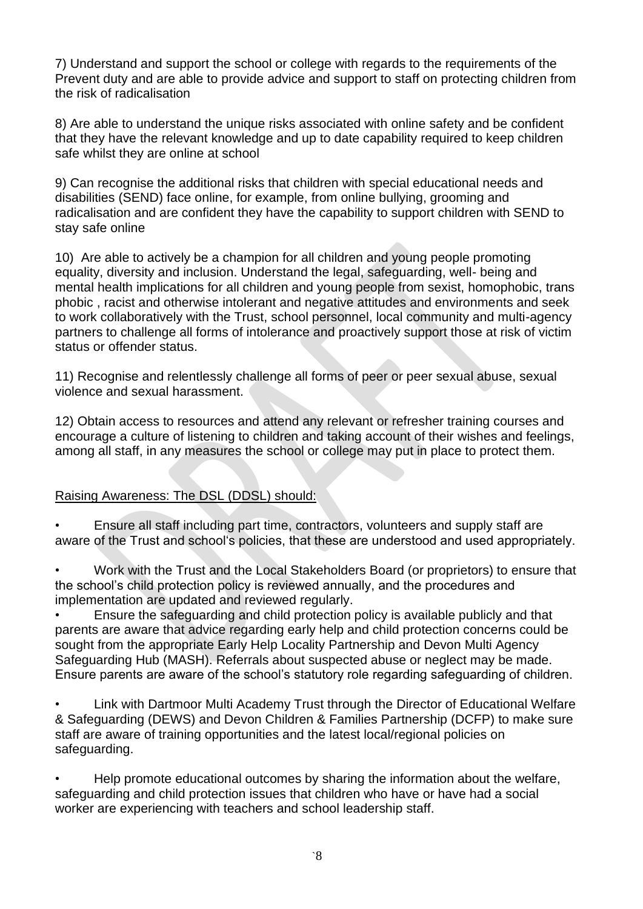7) Understand and support the school or college with regards to the requirements of the Prevent duty and are able to provide advice and support to staff on protecting children from the risk of radicalisation

8) Are able to understand the unique risks associated with online safety and be confident that they have the relevant knowledge and up to date capability required to keep children safe whilst they are online at school

9) Can recognise the additional risks that children with special educational needs and disabilities (SEND) face online, for example, from online bullying, grooming and radicalisation and are confident they have the capability to support children with SEND to stay safe online

10) Are able to actively be a champion for all children and young people promoting equality, diversity and inclusion. Understand the legal, safeguarding, well- being and mental health implications for all children and young people from sexist, homophobic, trans phobic , racist and otherwise intolerant and negative attitudes and environments and seek to work collaboratively with the Trust, school personnel, local community and multi-agency partners to challenge all forms of intolerance and proactively support those at risk of victim status or offender status.

11) Recognise and relentlessly challenge all forms of peer or peer sexual abuse, sexual violence and sexual harassment.

12) Obtain access to resources and attend any relevant or refresher training courses and encourage a culture of listening to children and taking account of their wishes and feelings, among all staff, in any measures the school or college may put in place to protect them.

Raising Awareness: The DSL (DDSL) should:

- Ensure all staff including part time, contractors, volunteers and supply staff are aware of the Trust and school's policies, that these are understood and used appropriately.
- Work with the Trust and the Local Stakeholders Board (or proprietors) to ensure that the school's child protection policy is reviewed annually, and the procedures and implementation are updated and reviewed regularly.
- Ensure the safeguarding and child protection policy is available publicly and that parents are aware that advice regarding early help and child protection concerns could be sought from the appropriate Early Help Locality Partnership and Devon Multi Agency Safeguarding Hub (MASH). Referrals about suspected abuse or neglect may be made. Ensure parents are aware of the school's statutory role regarding safeguarding of children.
- Link with Dartmoor Multi Academy Trust through the Director of Educational Welfare & Safeguarding (DEWS) and Devon Children & Families Partnership (DCFP) to make sure staff are aware of training opportunities and the latest local/regional policies on safeguarding.
- Help promote educational outcomes by sharing the information about the welfare, safeguarding and child protection issues that children who have or have had a social worker are experiencing with teachers and school leadership staff.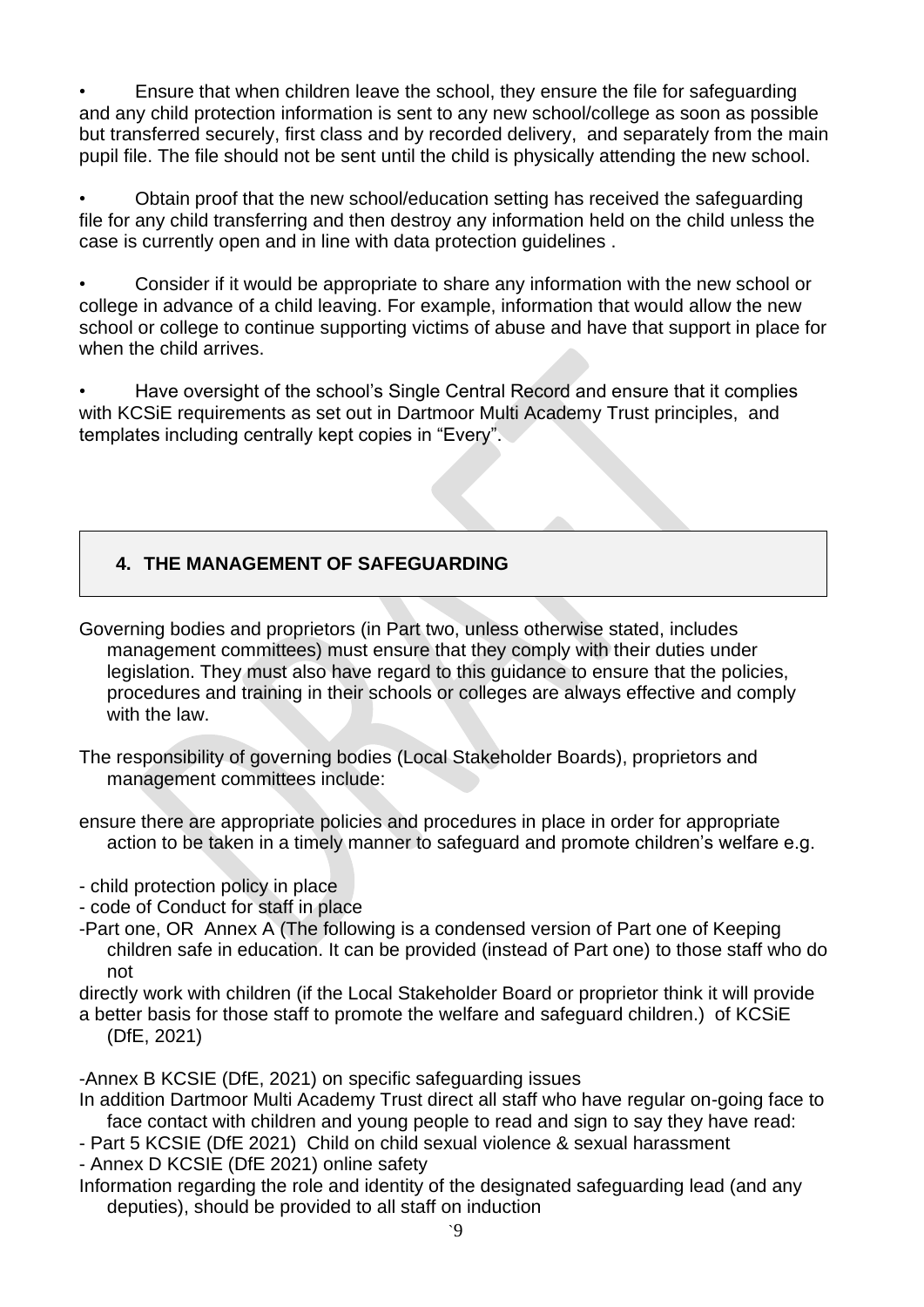- Ensure that when children leave the school, they ensure the file for safeguarding and any child protection information is sent to any new school/college as soon as possible but transferred securely, first class and by recorded delivery, and separately from the main pupil file. The file should not be sent until the child is physically attending the new school.

- Obtain proof that the new school/education setting has received the safeguarding file for any child transferring and then destroy any information held on the child unless the case is currently open and in line with data protection guidelines .

- Consider if it would be appropriate to share any information with the new school or college in advance of a child leaving. For example, information that would allow the new school or college to continue supporting victims of abuse and have that support in place for when the child arrives.

- Have oversight of the school's Single Central Record and ensure that it complies with KCSiE requirements as set out in Dartmoor Multi Academy Trust principles, and templates including centrally kept copies in "Every".

## 4. THE MANAGEMENT OF SAFEGUARDING

Governing bodies and proprietors (in Part two, unless otherwise stated, includes management committees) must ensure that they comply with their duties under legislation. They must also have regard to this guidance to ensure that the policies, procedures and training in their schools or colleges are always effective and comply with the law.

The responsibility of governing bodies (Local Stakeholder Boards), proprietors and management committees include:

ensure there are appropriate policies and procedures in place in order for appropriate action to be taken in a timely manner to safeguard and promote children's welfare e.g.

- child protection policy in place
- code of Conduct for staff in place
- Part one, OR Annex A (The following is a condensed version of Part one of Keeping children safe in education. It can be provided (instead of Part one) to those staff who do not directly work with children (if the Local Stakeholder Board or proprietor think it will provide a better basis for those staff to promote the welfare and safeguard children.) of KCSiE (DfE, 2021)

- Annex B KCSIE (DfE, 2021) on specific safeguarding issues

In addition Dartmoor Multi Academy Trust direct all staff who have regular on-going face to face contact with children and young people to read and sign to say they have read:

- Part 5 KCSIE (DfE 2021) Child on child sexual violence & sexual harassment
- Annex D KCSIE (DfE 2021) online safety

Information regarding the role and identity of the designated safeguarding lead (and any deputies), should be provided to all staff on induction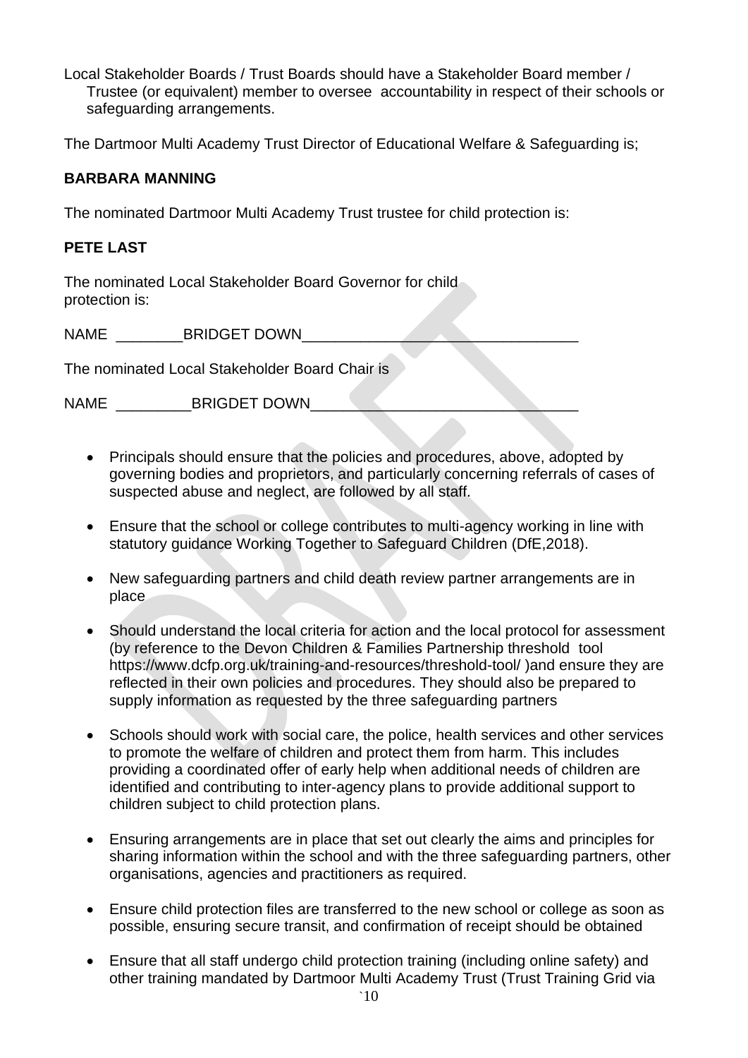Local Stakeholder Boards / Trust Boards should have a Stakeholder Board member / Trustee (or equivalent) member to oversee accountability in respect of their schools or safeguarding arrangements.

The Dartmoor Multi Academy Trust Director of Educational Welfare & Safeguarding is;

**BARBARA MANNING**

The nominated Dartmoor Multi Academy Trust trustee for child protection is:

**PETE LAST**

The nominated Local Stakeholder Board Governor for child protection is:

NAME ________BRIDGET DOWN_________________________________

The nominated Local Stakeholder Board Chair is

NAME _________BRIGDET DOWN________________________________

- Principals should ensure that the policies and procedures, above, adopted by governing bodies and proprietors, and particularly concerning referrals of cases of suspected abuse and neglect, are followed by all staff.
- Ensure that the school or college contributes to multi-agency working in line with statutory guidance Working Together to Safeguard Children (DfE,2018).
- New safeguarding partners and child death review partner arrangements are in place
- Should understand the local criteria for action and the local protocol for assessment (by reference to the Devon Children & Families Partnership threshold tool https://www.dcfp.org.uk/training-and-resources/threshold-tool/ )and ensure they are reflected in their own policies and procedures. They should also be prepared to supply information as requested by the three safeguarding partners
- Schools should work with social care, the police, health services and other services to promote the welfare of children and protect them from harm. This includes providing a coordinated offer of early help when additional needs of children are identified and contributing to inter-agency plans to provide additional support to children subject to child protection plans.
- Ensuring arrangements are in place that set out clearly the aims and principles for sharing information within the school and with the three safeguarding partners, other organisations, agencies and practitioners as required.
- Ensure child protection files are transferred to the new school or college as soon as possible, ensuring secure transit, and confirmation of receipt should be obtained
- Ensure that all staff undergo child protection training (including online safety) and other training mandated by Dartmoor Multi Academy Trust (Trust Training Grid via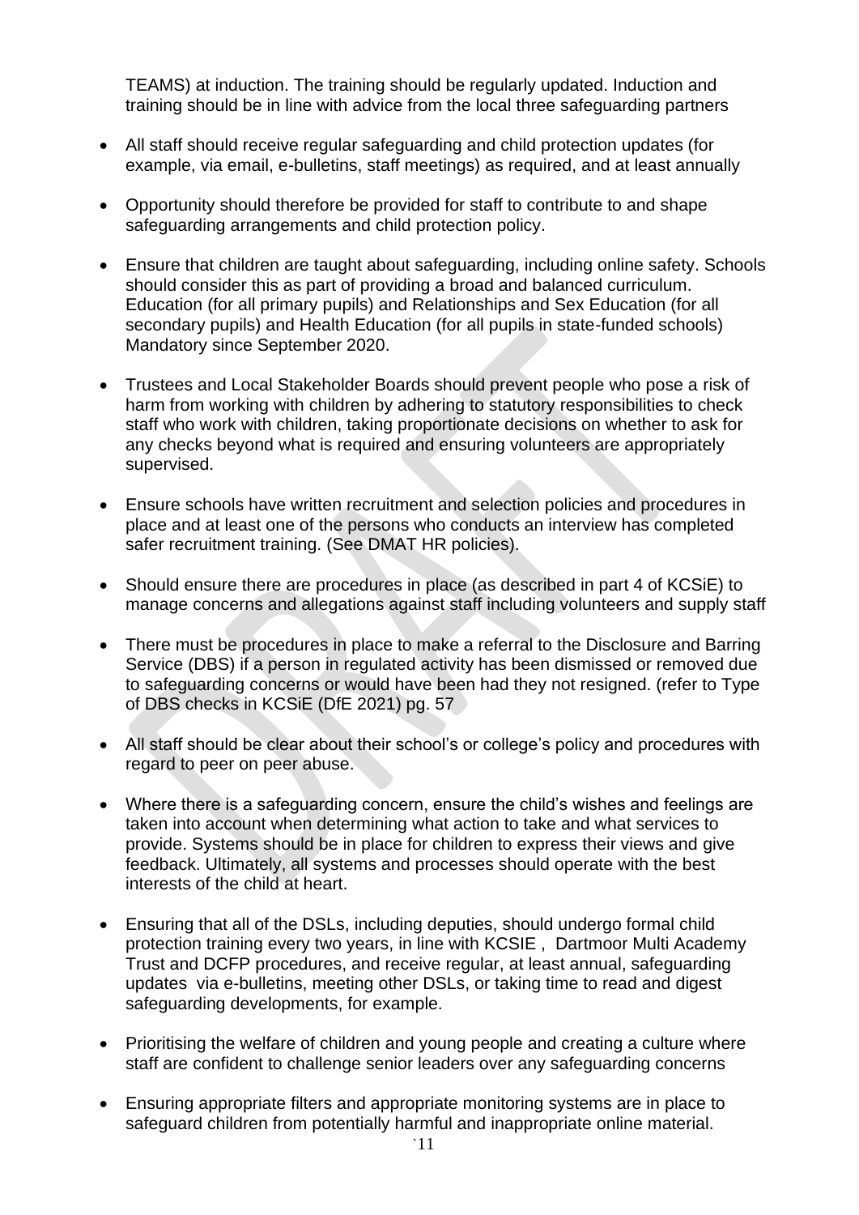TEAMS) at induction. The training should be regularly updated. Induction and training should be in line with advice from the local three safeguarding partners

- All staff should receive regular safeguarding and child protection updates (for example, via email, e-bulletins, staff meetings) as required, and at least annually
- Opportunity should therefore be provided for staff to contribute to and shape safeguarding arrangements and child protection policy.
- Ensure that children are taught about safeguarding, including online safety. Schools should consider this as part of providing a broad and balanced curriculum. Education (for all primary pupils) and Relationships and Sex Education (for all secondary pupils) and Health Education (for all pupils in state-funded schools) Mandatory since September 2020.
- Trustees and Local Stakeholder Boards should prevent people who pose a risk of harm from working with children by adhering to statutory responsibilities to check staff who work with children, taking proportionate decisions on whether to ask for any checks beyond what is required and ensuring volunteers are appropriately supervised.
- Ensure schools have written recruitment and selection policies and procedures in place and at least one of the persons who conducts an interview has completed safer recruitment training. (See DMAT HR policies).
- Should ensure there are procedures in place (as described in part 4 of KCSiE) to manage concerns and allegations against staff including volunteers and supply staff
- There must be procedures in place to make a referral to the Disclosure and Barring Service (DBS) if a person in regulated activity has been dismissed or removed due to safeguarding concerns or would have been had they not resigned. (refer to Type of DBS checks in KCSiE (DfE 2021) pg. 57
- All staff should be clear about their school's or college's policy and procedures with regard to peer on peer abuse.
- Where there is a safeguarding concern, ensure the child's wishes and feelings are taken into account when determining what action to take and what services to provide. Systems should be in place for children to express their views and give feedback. Ultimately, all systems and processes should operate with the best interests of the child at heart.
- Ensuring that all of the DSLs, including deputies, should undergo formal child protection training every two years, in line with KCSIE , Dartmoor Multi Academy Trust and DCFP procedures, and receive regular, at least annual, safeguarding updates via e-bulletins, meeting other DSLs, or taking time to read and digest safeguarding developments, for example.
- Prioritising the welfare of children and young people and creating a culture where staff are confident to challenge senior leaders over any safeguarding concerns
- Ensuring appropriate filters and appropriate monitoring systems are in place to safeguard children from potentially harmful and inappropriate online material.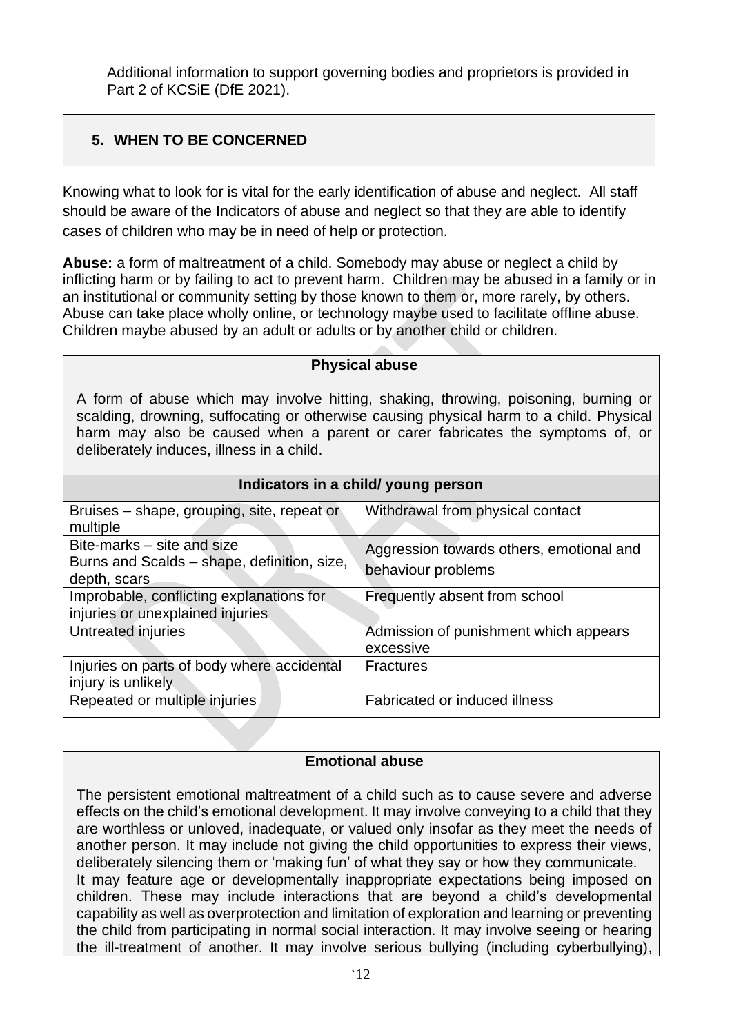Additional information to support governing bodies and proprietors is provided in Part 2 of KCSiE (DfE 2021).

## 5. WHEN TO BE CONCERNED

Knowing what to look for is vital for the early identification of abuse and neglect. All staff should be aware of the Indicators of abuse and neglect so that they are able to identify cases of children who may be in need of help or protection.

**Abuse:** a form of maltreatment of a child. Somebody may abuse or neglect a child by inflicting harm or by failing to act to prevent harm. Children may be abused in a family or in an institutional or community setting by those known to them or, more rarely, by others. Abuse can take place wholly online, or technology maybe used to facilitate offline abuse. Children maybe abused by an adult or adults or by another child or children.

### Physical abuse

A form of abuse which may involve hitting, shaking, throwing, poisoning, burning or scalding, drowning, suffocating or otherwise causing physical harm to a child. Physical harm may also be caused when a parent or carer fabricates the symptoms of, or deliberately induces, illness in a child.

| Indicators in a child/ young person | |
|---|---|
| Bruises – shape, grouping, site, repeat or multiple | Withdrawal from physical contact |
| Bite-marks – site and size<br>Burns and Scalds – shape, definition, size, depth, scars | Aggression towards others, emotional and behaviour problems |
| Improbable, conflicting explanations for injuries or unexplained injuries | Frequently absent from school |
| Untreated injuries | Admission of punishment which appears excessive |
| Injuries on parts of body where accidental injury is unlikely | Fractures |
| Repeated or multiple injuries | Fabricated or induced illness |

### Emotional abuse

The persistent emotional maltreatment of a child such as to cause severe and adverse effects on the child's emotional development. It may involve conveying to a child that they are worthless or unloved, inadequate, or valued only insofar as they meet the needs of another person. It may include not giving the child opportunities to express their views, deliberately silencing them or 'making fun' of what they say or how they communicate.
It may feature age or developmentally inappropriate expectations being imposed on children. These may include interactions that are beyond a child's developmental capability as well as overprotection and limitation of exploration and learning or preventing the child from participating in normal social interaction. It may involve seeing or hearing the ill-treatment of another. It may involve serious bullying (including cyberbullying),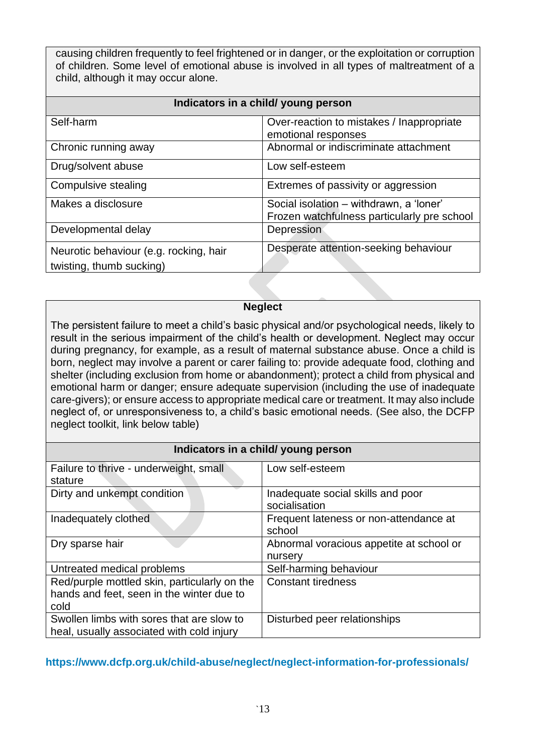causing children frequently to feel frightened or in danger, or the exploitation or corruption of children. Some level of emotional abuse is involved in all types of maltreatment of a child, although it may occur alone.

| Indicators in a child/ young person | |
|---|---|
| Self-harm | Over-reaction to mistakes / Inappropriate emotional responses |
| Chronic running away | Abnormal or indiscriminate attachment |
| Drug/solvent abuse | Low self-esteem |
| Compulsive stealing | Extremes of passivity or aggression |
| Makes a disclosure | Social isolation – withdrawn, a 'loner' Frozen watchfulness particularly pre school |
| Developmental delay | Depression |
| Neurotic behaviour (e.g. rocking, hair twisting, thumb sucking) | Desperate attention-seeking behaviour |

**Neglect**

The persistent failure to meet a child's basic physical and/or psychological needs, likely to result in the serious impairment of the child's health or development. Neglect may occur during pregnancy, for example, as a result of maternal substance abuse. Once a child is born, neglect may involve a parent or carer failing to: provide adequate food, clothing and shelter (including exclusion from home or abandonment); protect a child from physical and emotional harm or danger; ensure adequate supervision (including the use of inadequate care-givers); or ensure access to appropriate medical care or treatment. It may also include neglect of, or unresponsiveness to, a child's basic emotional needs. (See also, the DCFP neglect toolkit, link below table)

| Indicators in a child/ young person | |
|---|---|
| Failure to thrive - underweight, small stature | Low self-esteem |
| Dirty and unkempt condition | Inadequate social skills and poor socialisation |
| Inadequately clothed | Frequent lateness or non-attendance at school |
| Dry sparse hair | Abnormal voracious appetite at school or nursery |
| Untreated medical problems | Self-harming behaviour |
| Red/purple mottled skin, particularly on the hands and feet, seen in the winter due to cold | Constant tiredness |
| Swollen limbs with sores that are slow to heal, usually associated with cold injury | Disturbed peer relationships |

**https://www.dcfp.org.uk/child-abuse/neglect/neglect-information-for-professionals/**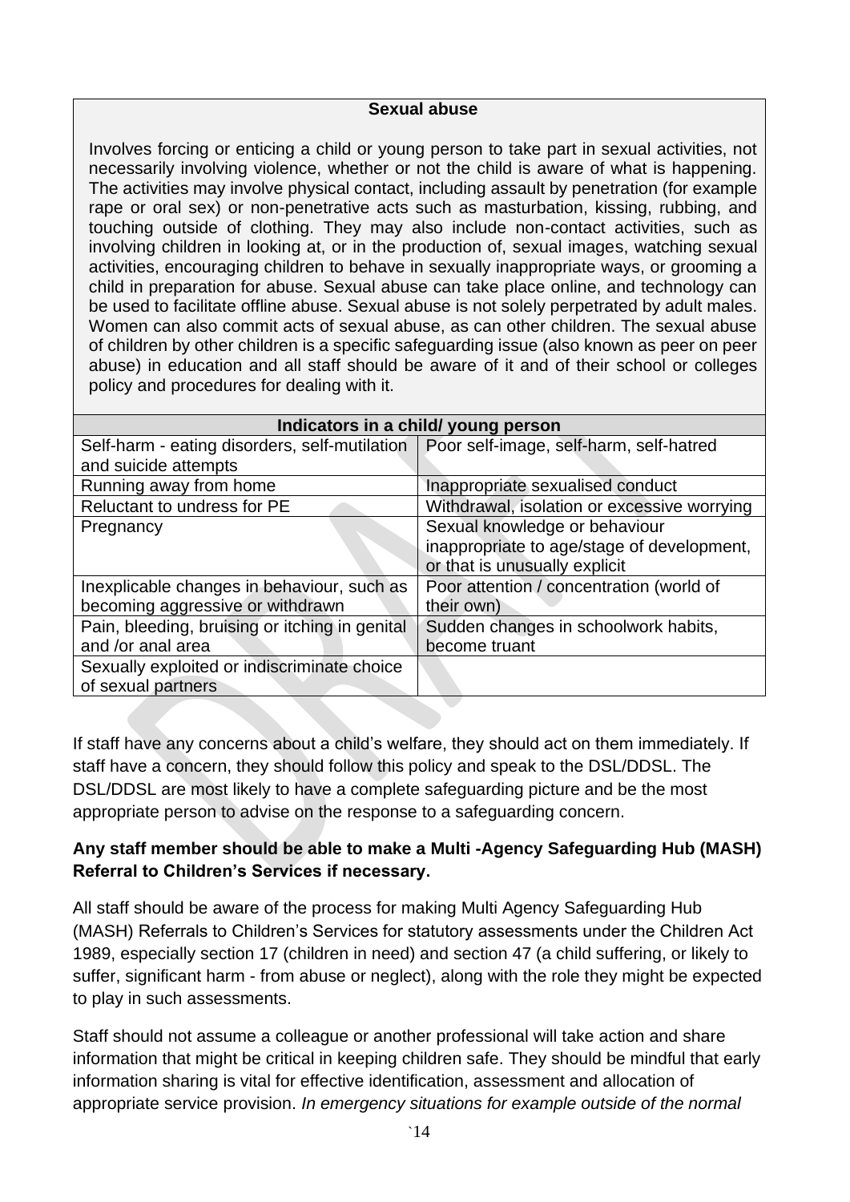**Sexual abuse**

Involves forcing or enticing a child or young person to take part in sexual activities, not necessarily involving violence, whether or not the child is aware of what is happening. The activities may involve physical contact, including assault by penetration (for example rape or oral sex) or non-penetrative acts such as masturbation, kissing, rubbing, and touching outside of clothing. They may also include non-contact activities, such as involving children in looking at, or in the production of, sexual images, watching sexual activities, encouraging children to behave in sexually inappropriate ways, or grooming a child in preparation for abuse. Sexual abuse can take place online, and technology can be used to facilitate offline abuse. Sexual abuse is not solely perpetrated by adult males. Women can also commit acts of sexual abuse, as can other children. The sexual abuse of children by other children is a specific safeguarding issue (also known as peer on peer abuse) in education and all staff should be aware of it and of their school or colleges policy and procedures for dealing with it.

| Indicators in a child/ young person | |
|---|---|
| Self-harm - eating disorders, self-mutilation and suicide attempts | Poor self-image, self-harm, self-hatred |
| Running away from home | Inappropriate sexualised conduct |
| Reluctant to undress for PE | Withdrawal, isolation or excessive worrying |
| Pregnancy | Sexual knowledge or behaviour inappropriate to age/stage of development, or that is unusually explicit |
| Inexplicable changes in behaviour, such as becoming aggressive or withdrawn | Poor attention / concentration (world of their own) |
| Pain, bleeding, bruising or itching in genital and /or anal area | Sudden changes in schoolwork habits, become truant |
| Sexually exploited or indiscriminate choice of sexual partners | |

If staff have any concerns about a child's welfare, they should act on them immediately. If staff have a concern, they should follow this policy and speak to the DSL/DDSL. The DSL/DDSL are most likely to have a complete safeguarding picture and be the most appropriate person to advise on the response to a safeguarding concern.

**Any staff member should be able to make a Multi -Agency Safeguarding Hub (MASH) Referral to Children's Services if necessary.**

All staff should be aware of the process for making Multi Agency Safeguarding Hub (MASH) Referrals to Children's Services for statutory assessments under the Children Act 1989, especially section 17 (children in need) and section 47 (a child suffering, or likely to suffer, significant harm - from abuse or neglect), along with the role they might be expected to play in such assessments.

Staff should not assume a colleague or another professional will take action and share information that might be critical in keeping children safe. They should be mindful that early information sharing is vital for effective identification, assessment and allocation of appropriate service provision. *In emergency situations for example outside of the normal*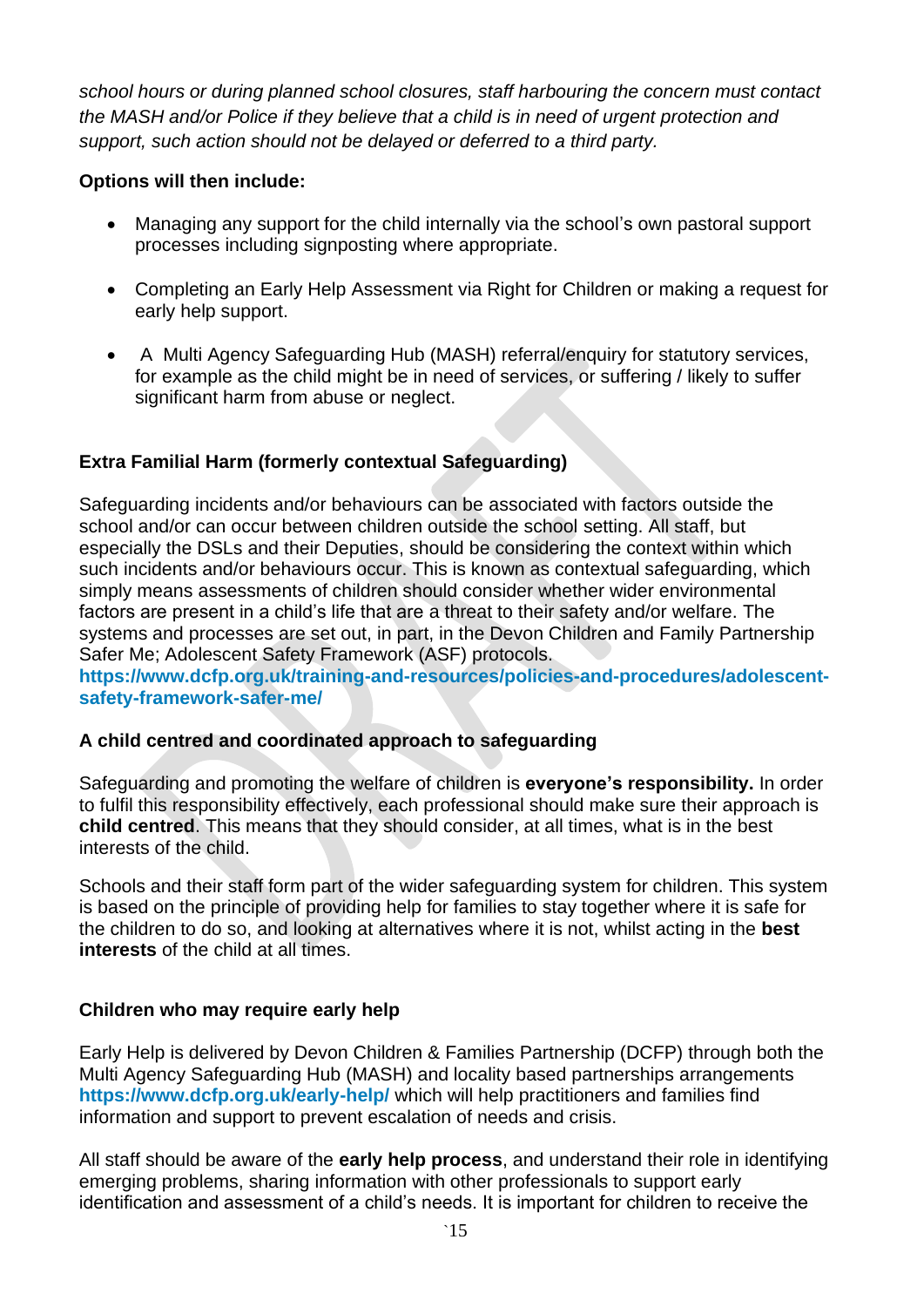*school hours or during planned school closures, staff harbouring the concern must contact the MASH and/or Police if they believe that a child is in need of urgent protection and support, such action should not be delayed or deferred to a third party.*

**Options will then include:**

- Managing any support for the child internally via the school's own pastoral support processes including signposting where appropriate.
- Completing an Early Help Assessment via Right for Children or making a request for early help support.
- A Multi Agency Safeguarding Hub (MASH) referral/enquiry for statutory services, for example as the child might be in need of services, or suffering / likely to suffer significant harm from abuse or neglect.

**Extra Familial Harm (formerly contextual Safeguarding)**

Safeguarding incidents and/or behaviours can be associated with factors outside the school and/or can occur between children outside the school setting. All staff, but especially the DSLs and their Deputies, should be considering the context within which such incidents and/or behaviours occur. This is known as contextual safeguarding, which simply means assessments of children should consider whether wider environmental factors are present in a child's life that are a threat to their safety and/or welfare. The systems and processes are set out, in part, in the Devon Children and Family Partnership Safer Me; Adolescent Safety Framework (ASF) protocols.
**https://www.dcfp.org.uk/training-and-resources/policies-and-procedures/adolescent-safety-framework-safer-me/**

**A child centred and coordinated approach to safeguarding**

Safeguarding and promoting the welfare of children is **everyone's responsibility.** In order to fulfil this responsibility effectively, each professional should make sure their approach is **child centred**. This means that they should consider, at all times, what is in the best interests of the child.

Schools and their staff form part of the wider safeguarding system for children. This system is based on the principle of providing help for families to stay together where it is safe for the children to do so, and looking at alternatives where it is not, whilst acting in the **best interests** of the child at all times.

**Children who may require early help**

Early Help is delivered by Devon Children & Families Partnership (DCFP) through both the Multi Agency Safeguarding Hub (MASH) and locality based partnerships arrangements **https://www.dcfp.org.uk/early-help/** which will help practitioners and families find information and support to prevent escalation of needs and crisis.

All staff should be aware of the **early help process**, and understand their role in identifying emerging problems, sharing information with other professionals to support early identification and assessment of a child's needs. It is important for children to receive the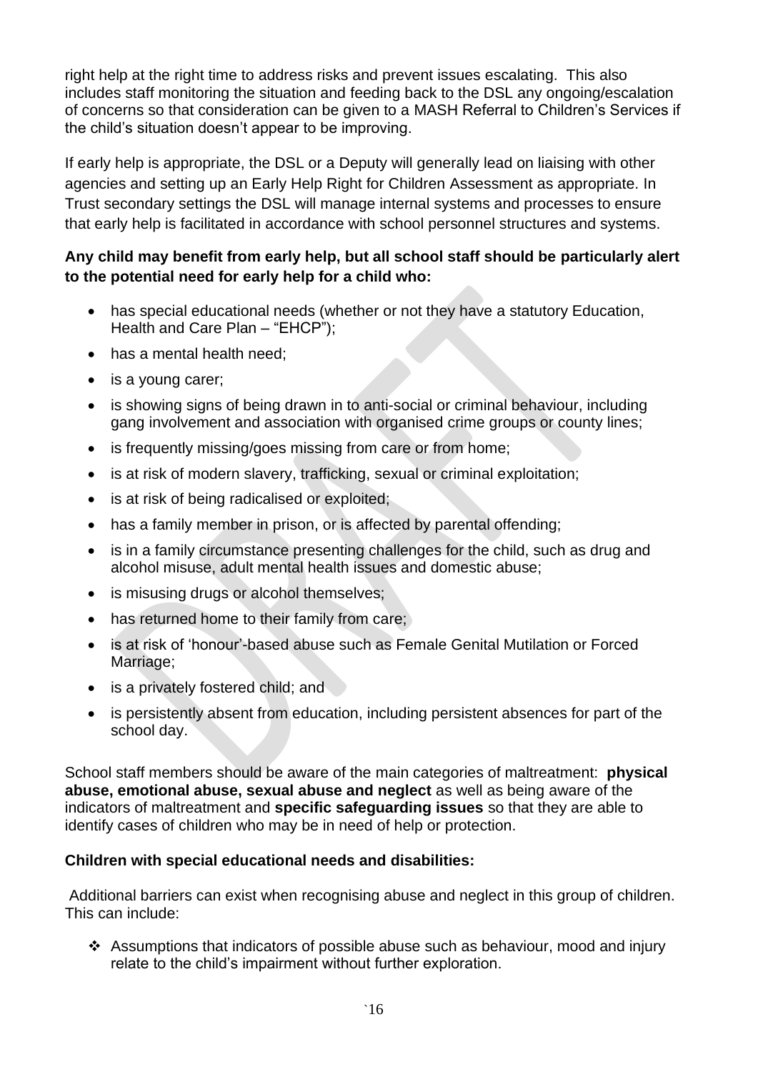right help at the right time to address risks and prevent issues escalating. This also includes staff monitoring the situation and feeding back to the DSL any ongoing/escalation of concerns so that consideration can be given to a MASH Referral to Children's Services if the child's situation doesn't appear to be improving.

If early help is appropriate, the DSL or a Deputy will generally lead on liaising with other agencies and setting up an Early Help Right for Children Assessment as appropriate. In Trust secondary settings the DSL will manage internal systems and processes to ensure that early help is facilitated in accordance with school personnel structures and systems.

**Any child may benefit from early help, but all school staff should be particularly alert to the potential need for early help for a child who:**

- has special educational needs (whether or not they have a statutory Education, Health and Care Plan – "EHCP");
- has a mental health need;
- is a young carer;
- is showing signs of being drawn in to anti-social or criminal behaviour, including gang involvement and association with organised crime groups or county lines;
- is frequently missing/goes missing from care or from home;
- is at risk of modern slavery, trafficking, sexual or criminal exploitation;
- is at risk of being radicalised or exploited;
- has a family member in prison, or is affected by parental offending;
- is in a family circumstance presenting challenges for the child, such as drug and alcohol misuse, adult mental health issues and domestic abuse;
- is misusing drugs or alcohol themselves;
- has returned home to their family from care;
- is at risk of 'honour'-based abuse such as Female Genital Mutilation or Forced Marriage;
- is a privately fostered child; and
- is persistently absent from education, including persistent absences for part of the school day.

School staff members should be aware of the main categories of maltreatment: **physical abuse, emotional abuse, sexual abuse and neglect** as well as being aware of the indicators of maltreatment and **specific safeguarding issues** so that they are able to identify cases of children who may be in need of help or protection.

**Children with special educational needs and disabilities:**

Additional barriers can exist when recognising abuse and neglect in this group of children. This can include:

- Assumptions that indicators of possible abuse such as behaviour, mood and injury relate to the child's impairment without further exploration.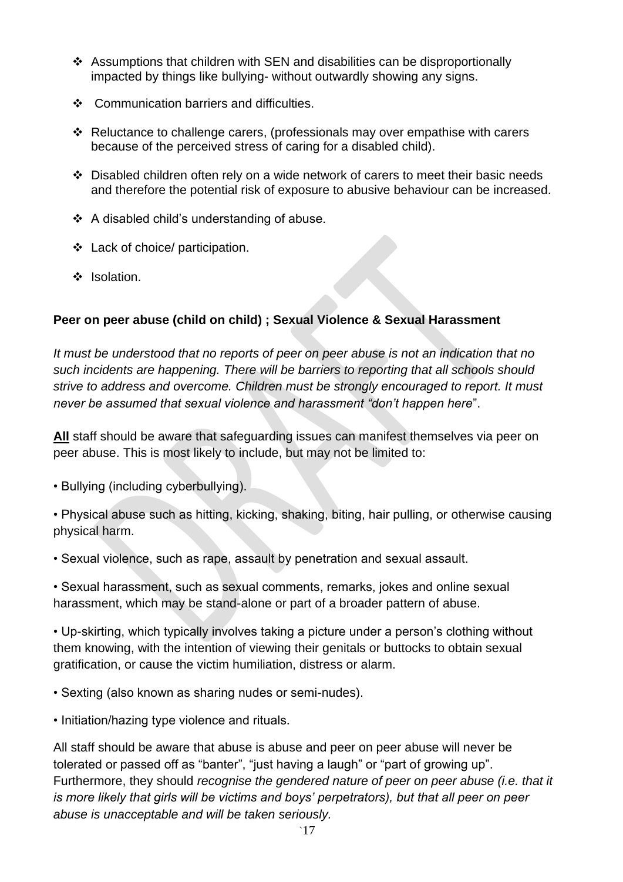- Assumptions that children with SEN and disabilities can be disproportionally impacted by things like bullying- without outwardly showing any signs.
- Communication barriers and difficulties.
- Reluctance to challenge carers, (professionals may over empathise with carers because of the perceived stress of caring for a disabled child).
- Disabled children often rely on a wide network of carers to meet their basic needs and therefore the potential risk of exposure to abusive behaviour can be increased.
- A disabled child's understanding of abuse.
- Lack of choice/ participation.
- Isolation.

**Peer on peer abuse (child on child) ; Sexual Violence & Sexual Harassment**

*It must be understood that no reports of peer on peer abuse is not an indication that no such incidents are happening. There will be barriers to reporting that all schools should strive to address and overcome. Children must be strongly encouraged to report. It must never be assumed that sexual violence and harassment "don't happen here*".

**<u>All</u>** staff should be aware that safeguarding issues can manifest themselves via peer on peer abuse. This is most likely to include, but may not be limited to:

• Bullying (including cyberbullying).

• Physical abuse such as hitting, kicking, shaking, biting, hair pulling, or otherwise causing physical harm.

• Sexual violence, such as rape, assault by penetration and sexual assault.

• Sexual harassment, such as sexual comments, remarks, jokes and online sexual harassment, which may be stand-alone or part of a broader pattern of abuse.

• Up-skirting, which typically involves taking a picture under a person's clothing without them knowing, with the intention of viewing their genitals or buttocks to obtain sexual gratification, or cause the victim humiliation, distress or alarm.

• Sexting (also known as sharing nudes or semi-nudes).

• Initiation/hazing type violence and rituals.

All staff should be aware that abuse is abuse and peer on peer abuse will never be tolerated or passed off as "banter", "just having a laugh" or "part of growing up". Furthermore, they should *recognise the gendered nature of peer on peer abuse (i.e. that it is more likely that girls will be victims and boys' perpetrators), but that all peer on peer abuse is unacceptable and will be taken seriously.*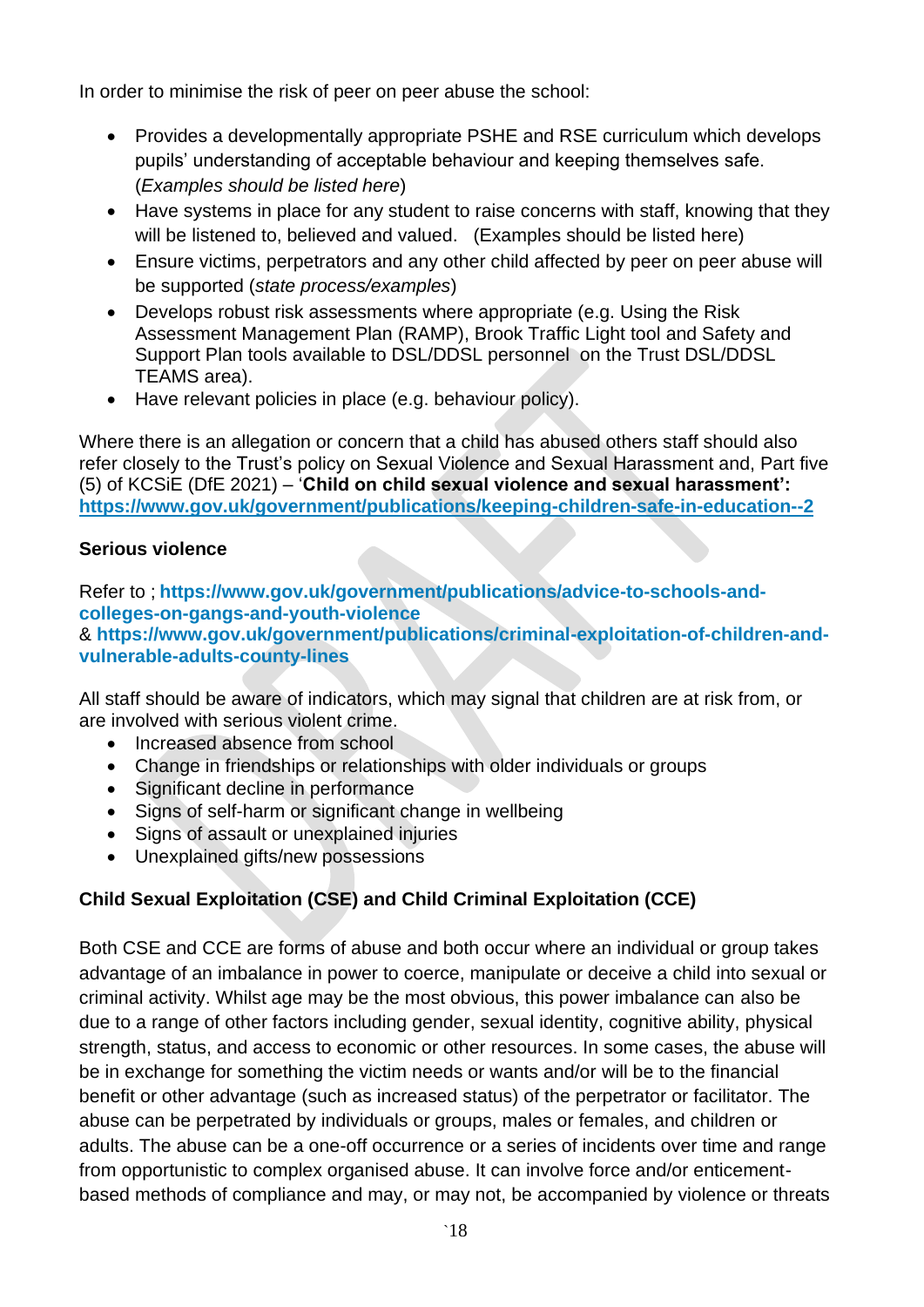In order to minimise the risk of peer on peer abuse the school:

- Provides a developmentally appropriate PSHE and RSE curriculum which develops pupils' understanding of acceptable behaviour and keeping themselves safe. (*Examples should be listed here*)
- Have systems in place for any student to raise concerns with staff, knowing that they will be listened to, believed and valued. (Examples should be listed here)
- Ensure victims, perpetrators and any other child affected by peer on peer abuse will be supported (*state process/examples*)
- Develops robust risk assessments where appropriate (e.g. Using the Risk Assessment Management Plan (RAMP), Brook Traffic Light tool and Safety and Support Plan tools available to DSL/DDSL personnel on the Trust DSL/DDSL TEAMS area).
- Have relevant policies in place (e.g. behaviour policy).

Where there is an allegation or concern that a child has abused others staff should also refer closely to the Trust's policy on Sexual Violence and Sexual Harassment and, Part five (5) of KCSiE (DfE 2021) – '**Child on child sexual violence and sexual harassment':** **https://www.gov.uk/government/publications/keeping-children-safe-in-education--2**

**Serious violence**

Refer to ; **https://www.gov.uk/government/publications/advice-to-schools-and-colleges-on-gangs-and-youth-violence**
& **https://www.gov.uk/government/publications/criminal-exploitation-of-children-and-vulnerable-adults-county-lines**

All staff should be aware of indicators, which may signal that children are at risk from, or are involved with serious violent crime.

- Increased absence from school
- Change in friendships or relationships with older individuals or groups
- Significant decline in performance
- Signs of self-harm or significant change in wellbeing
- Signs of assault or unexplained injuries
- Unexplained gifts/new possessions

**Child Sexual Exploitation (CSE) and Child Criminal Exploitation (CCE)**

Both CSE and CCE are forms of abuse and both occur where an individual or group takes advantage of an imbalance in power to coerce, manipulate or deceive a child into sexual or criminal activity. Whilst age may be the most obvious, this power imbalance can also be due to a range of other factors including gender, sexual identity, cognitive ability, physical strength, status, and access to economic or other resources. In some cases, the abuse will be in exchange for something the victim needs or wants and/or will be to the financial benefit or other advantage (such as increased status) of the perpetrator or facilitator. The abuse can be perpetrated by individuals or groups, males or females, and children or adults. The abuse can be a one-off occurrence or a series of incidents over time and range from opportunistic to complex organised abuse. It can involve force and/or enticement-based methods of compliance and may, or may not, be accompanied by violence or threats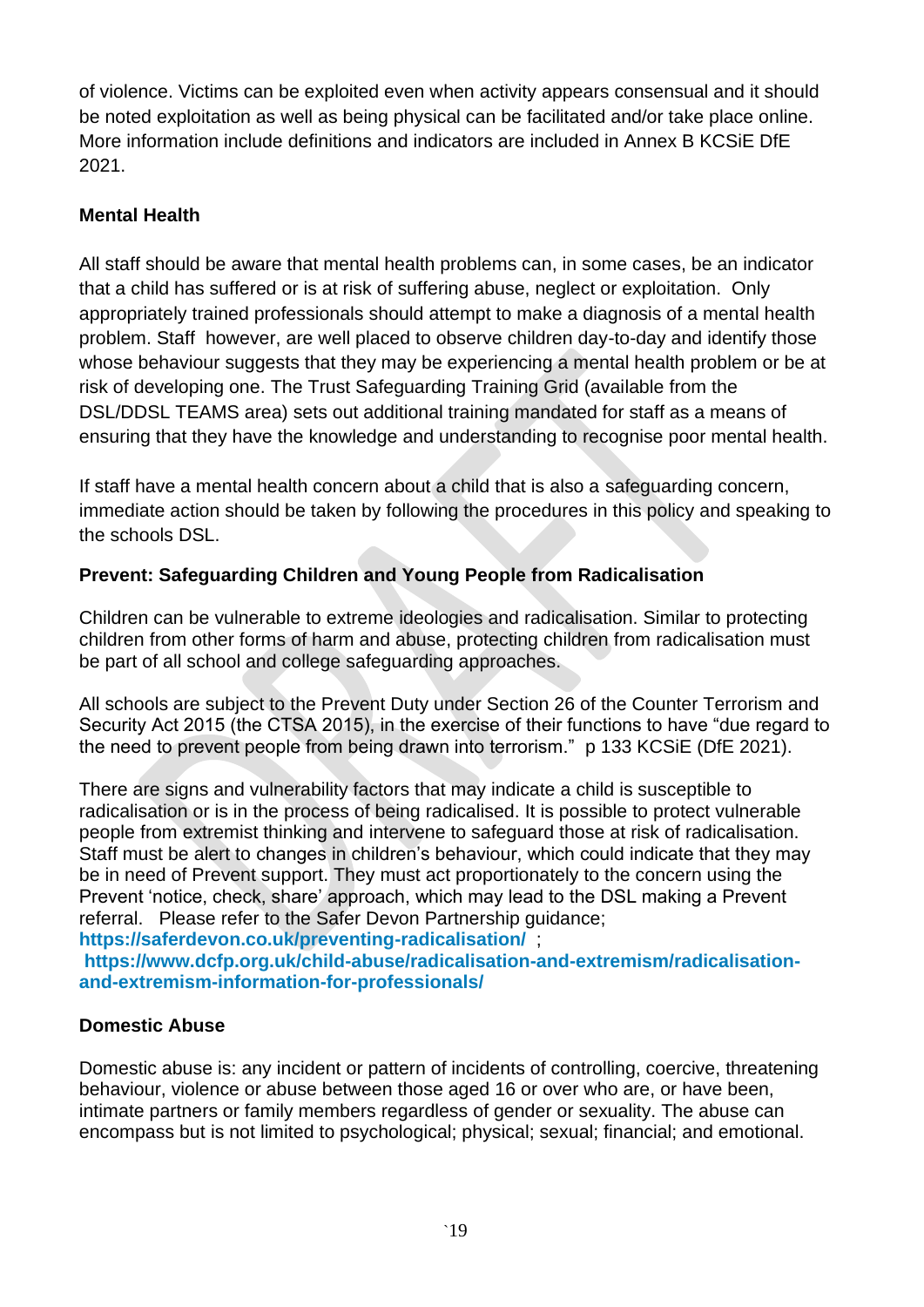of violence. Victims can be exploited even when activity appears consensual and it should be noted exploitation as well as being physical can be facilitated and/or take place online. More information include definitions and indicators are included in Annex B KCSiE DfE 2021.

**Mental Health**

All staff should be aware that mental health problems can, in some cases, be an indicator that a child has suffered or is at risk of suffering abuse, neglect or exploitation. Only appropriately trained professionals should attempt to make a diagnosis of a mental health problem. Staff however, are well placed to observe children day-to-day and identify those whose behaviour suggests that they may be experiencing a mental health problem or be at risk of developing one. The Trust Safeguarding Training Grid (available from the DSL/DDSL TEAMS area) sets out additional training mandated for staff as a means of ensuring that they have the knowledge and understanding to recognise poor mental health.

If staff have a mental health concern about a child that is also a safeguarding concern, immediate action should be taken by following the procedures in this policy and speaking to the schools DSL.

**Prevent: Safeguarding Children and Young People from Radicalisation**

Children can be vulnerable to extreme ideologies and radicalisation. Similar to protecting children from other forms of harm and abuse, protecting children from radicalisation must be part of all school and college safeguarding approaches.

All schools are subject to the Prevent Duty under Section 26 of the Counter Terrorism and Security Act 2015 (the CTSA 2015), in the exercise of their functions to have "due regard to the need to prevent people from being drawn into terrorism." p 133 KCSiE (DfE 2021).

There are signs and vulnerability factors that may indicate a child is susceptible to radicalisation or is in the process of being radicalised. It is possible to protect vulnerable people from extremist thinking and intervene to safeguard those at risk of radicalisation. Staff must be alert to changes in children's behaviour, which could indicate that they may be in need of Prevent support. They must act proportionately to the concern using the Prevent 'notice, check, share' approach, which may lead to the DSL making a Prevent referral. Please refer to the Safer Devon Partnership guidance; **https://saferdevon.co.uk/preventing-radicalisation/** ; **https://www.dcfp.org.uk/child-abuse/radicalisation-and-extremism/radicalisation-and-extremism-information-for-professionals/**

**Domestic Abuse**

Domestic abuse is: any incident or pattern of incidents of controlling, coercive, threatening behaviour, violence or abuse between those aged 16 or over who are, or have been, intimate partners or family members regardless of gender or sexuality. The abuse can encompass but is not limited to psychological; physical; sexual; financial; and emotional.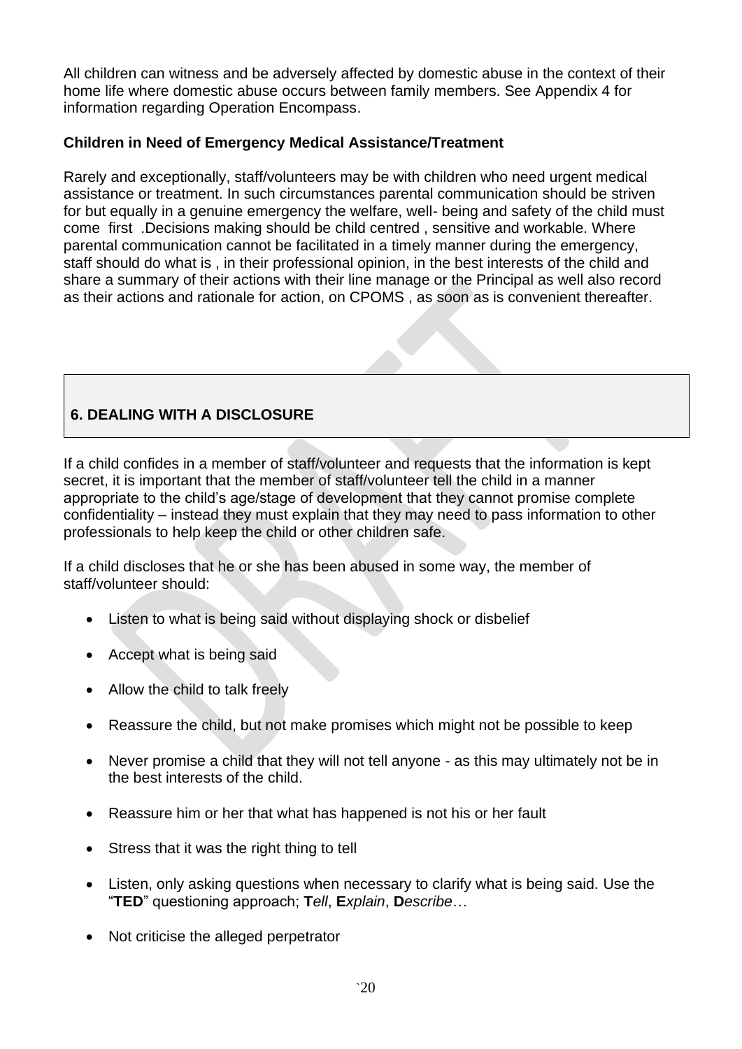All children can witness and be adversely affected by domestic abuse in the context of their home life where domestic abuse occurs between family members. See Appendix 4 for information regarding Operation Encompass.

**Children in Need of Emergency Medical Assistance/Treatment**

Rarely and exceptionally, staff/volunteers may be with children who need urgent medical assistance or treatment. In such circumstances parental communication should be striven for but equally in a genuine emergency the welfare, well- being and safety of the child must come first .Decisions making should be child centred , sensitive and workable. Where parental communication cannot be facilitated in a timely manner during the emergency, staff should do what is , in their professional opinion, in the best interests of the child and share a summary of their actions with their line manage or the Principal as well also record as their actions and rationale for action, on CPOMS , as soon as is convenient thereafter.

## 6. DEALING WITH A DISCLOSURE

If a child confides in a member of staff/volunteer and requests that the information is kept secret, it is important that the member of staff/volunteer tell the child in a manner appropriate to the child's age/stage of development that they cannot promise complete confidentiality – instead they must explain that they may need to pass information to other professionals to help keep the child or other children safe.

If a child discloses that he or she has been abused in some way, the member of staff/volunteer should:

- Listen to what is being said without displaying shock or disbelief
- Accept what is being said
- Allow the child to talk freely
- Reassure the child, but not make promises which might not be possible to keep
- Never promise a child that they will not tell anyone - as this may ultimately not be in the best interests of the child.
- Reassure him or her that what has happened is not his or her fault
- Stress that it was the right thing to tell
- Listen, only asking questions when necessary to clarify what is being said. Use the "**TED**" questioning approach; **T***ell*, **E***xplain*, **D***escribe*…
- Not criticise the alleged perpetrator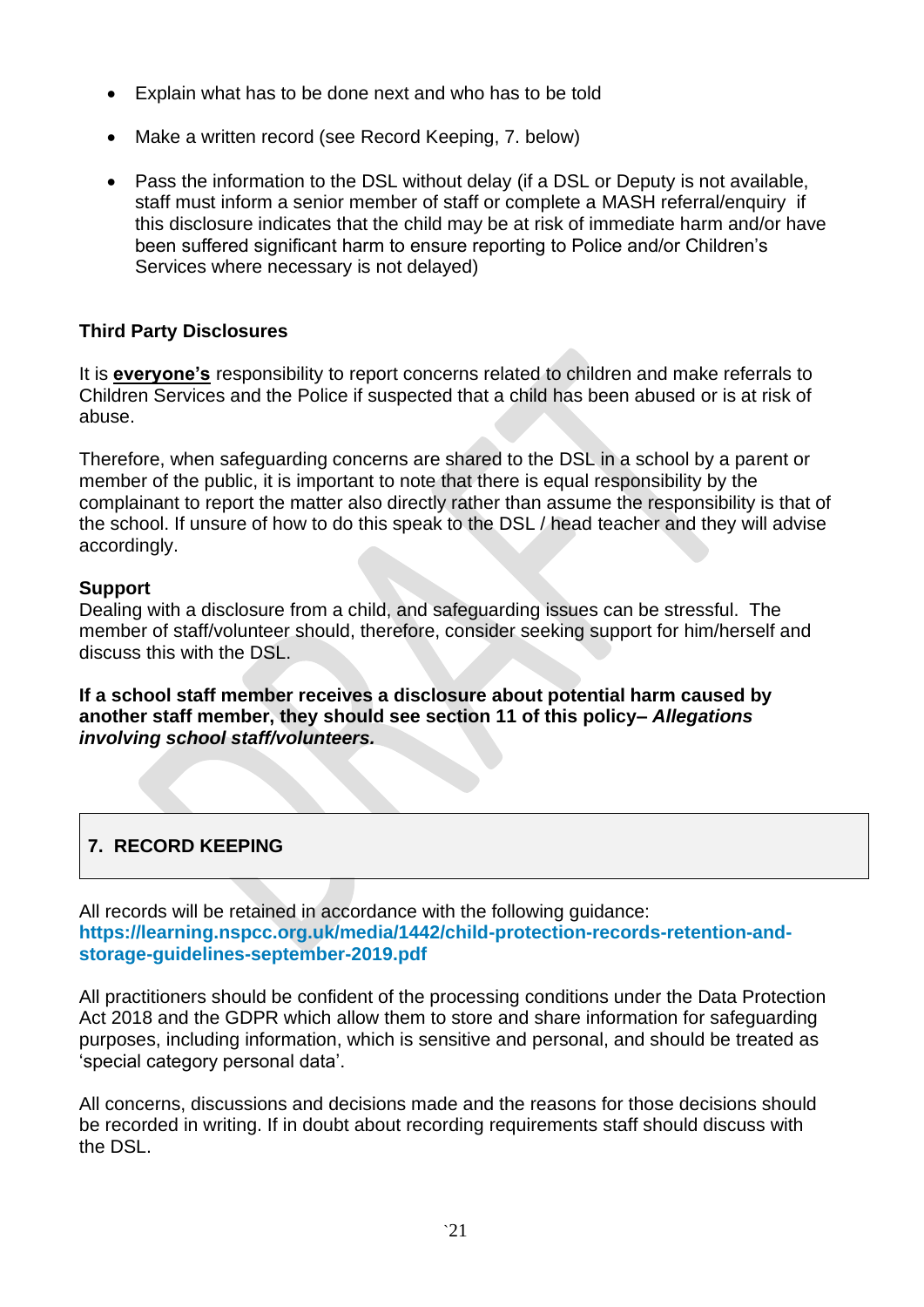- Explain what has to be done next and who has to be told
- Make a written record (see Record Keeping, 7. below)
- Pass the information to the DSL without delay (if a DSL or Deputy is not available, staff must inform a senior member of staff or complete a MASH referral/enquiry if this disclosure indicates that the child may be at risk of immediate harm and/or have been suffered significant harm to ensure reporting to Police and/or Children's Services where necessary is not delayed)

**Third Party Disclosures**

It is **everyone's** responsibility to report concerns related to children and make referrals to Children Services and the Police if suspected that a child has been abused or is at risk of abuse.

Therefore, when safeguarding concerns are shared to the DSL in a school by a parent or member of the public, it is important to note that there is equal responsibility by the complainant to report the matter also directly rather than assume the responsibility is that of the school. If unsure of how to do this speak to the DSL / head teacher and they will advise accordingly.

**Support**

Dealing with a disclosure from a child, and safeguarding issues can be stressful. The member of staff/volunteer should, therefore, consider seeking support for him/herself and discuss this with the DSL.

**If a school staff member receives a disclosure about potential harm caused by another staff member, they should see section 11 of this policy–** ***Allegations involving school staff/volunteers.***

## 7. RECORD KEEPING

All records will be retained in accordance with the following guidance:
**https://learning.nspcc.org.uk/media/1442/child-protection-records-retention-and-storage-guidelines-september-2019.pdf**

All practitioners should be confident of the processing conditions under the Data Protection Act 2018 and the GDPR which allow them to store and share information for safeguarding purposes, including information, which is sensitive and personal, and should be treated as 'special category personal data'.

All concerns, discussions and decisions made and the reasons for those decisions should be recorded in writing. If in doubt about recording requirements staff should discuss with the DSL.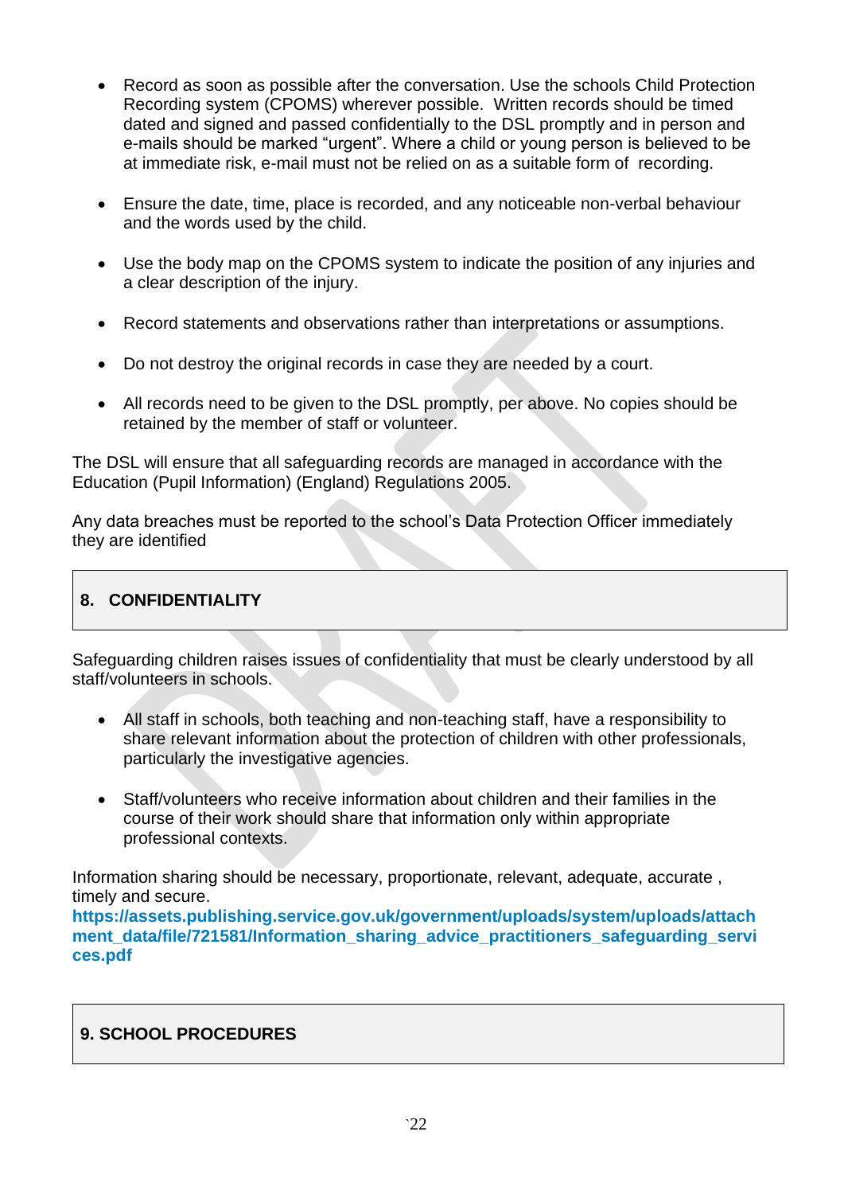- Record as soon as possible after the conversation. Use the schools Child Protection Recording system (CPOMS) wherever possible. Written records should be timed dated and signed and passed confidentially to the DSL promptly and in person and e-mails should be marked "urgent". Where a child or young person is believed to be at immediate risk, e-mail must not be relied on as a suitable form of recording.

- Ensure the date, time, place is recorded, and any noticeable non-verbal behaviour and the words used by the child.

- Use the body map on the CPOMS system to indicate the position of any injuries and a clear description of the injury.

- Record statements and observations rather than interpretations or assumptions.

- Do not destroy the original records in case they are needed by a court.

- All records need to be given to the DSL promptly, per above. No copies should be retained by the member of staff or volunteer.

The DSL will ensure that all safeguarding records are managed in accordance with the Education (Pupil Information) (England) Regulations 2005.

Any data breaches must be reported to the school's Data Protection Officer immediately they are identified

## 8. CONFIDENTIALITY

Safeguarding children raises issues of confidentiality that must be clearly understood by all staff/volunteers in schools.

- All staff in schools, both teaching and non-teaching staff, have a responsibility to share relevant information about the protection of children with other professionals, particularly the investigative agencies.

- Staff/volunteers who receive information about children and their families in the course of their work should share that information only within appropriate professional contexts.

Information sharing should be necessary, proportionate, relevant, adequate, accurate , timely and secure.
**https://assets.publishing.service.gov.uk/government/uploads/system/uploads/attachment_data/file/721581/Information_sharing_advice_practitioners_safeguarding_services.pdf**

## 9. SCHOOL PROCEDURES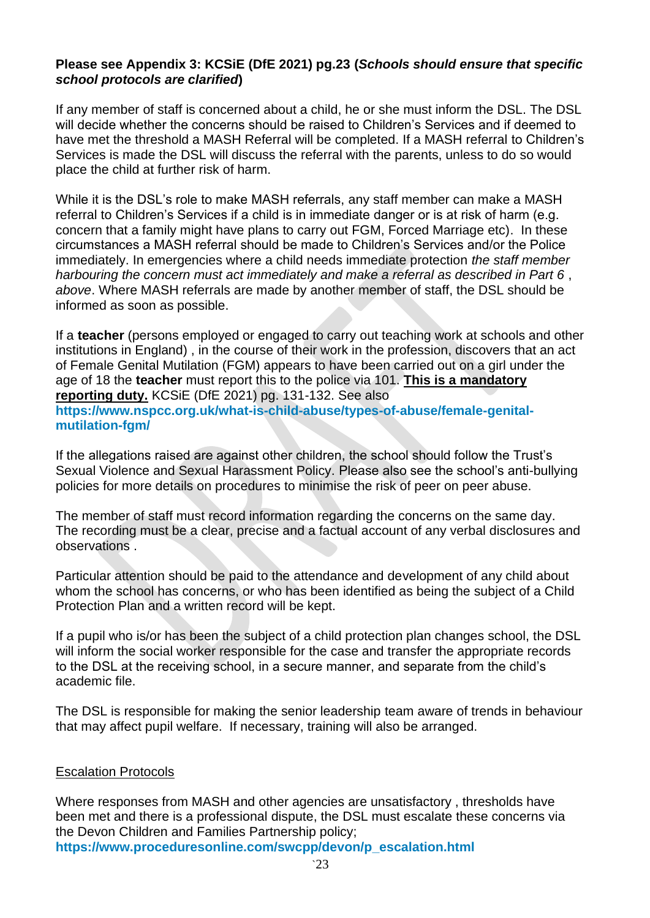**Please see Appendix 3: KCSiE (DfE 2021) pg.23 (*Schools should ensure that specific school protocols are clarified*)**

If any member of staff is concerned about a child, he or she must inform the DSL. The DSL will decide whether the concerns should be raised to Children's Services and if deemed to have met the threshold a MASH Referral will be completed. If a MASH referral to Children's Services is made the DSL will discuss the referral with the parents, unless to do so would place the child at further risk of harm.

While it is the DSL's role to make MASH referrals, any staff member can make a MASH referral to Children's Services if a child is in immediate danger or is at risk of harm (e.g. concern that a family might have plans to carry out FGM, Forced Marriage etc). In these circumstances a MASH referral should be made to Children's Services and/or the Police immediately. In emergencies where a child needs immediate protection *the staff member harbouring the concern must act immediately and make a referral as described in Part 6 , above*. Where MASH referrals are made by another member of staff, the DSL should be informed as soon as possible.

If a **teacher** (persons employed or engaged to carry out teaching work at schools and other institutions in England) , in the course of their work in the profession, discovers that an act of Female Genital Mutilation (FGM) appears to have been carried out on a girl under the age of 18 the **teacher** must report this to the police via 101. **This is a mandatory reporting duty.** KCSiE (DfE 2021) pg. 131-132. See also **https://www.nspcc.org.uk/what-is-child-abuse/types-of-abuse/female-genital-mutilation-fgm/**

If the allegations raised are against other children, the school should follow the Trust's Sexual Violence and Sexual Harassment Policy. Please also see the school's anti-bullying policies for more details on procedures to minimise the risk of peer on peer abuse.

The member of staff must record information regarding the concerns on the same day. The recording must be a clear, precise and a factual account of any verbal disclosures and observations .

Particular attention should be paid to the attendance and development of any child about whom the school has concerns, or who has been identified as being the subject of a Child Protection Plan and a written record will be kept.

If a pupil who is/or has been the subject of a child protection plan changes school, the DSL will inform the social worker responsible for the case and transfer the appropriate records to the DSL at the receiving school, in a secure manner, and separate from the child's academic file.

The DSL is responsible for making the senior leadership team aware of trends in behaviour that may affect pupil welfare. If necessary, training will also be arranged.

Escalation Protocols

Where responses from MASH and other agencies are unsatisfactory , thresholds have been met and there is a professional dispute, the DSL must escalate these concerns via the Devon Children and Families Partnership policy;
**https://www.proceduresonline.com/swcpp/devon/p_escalation.html**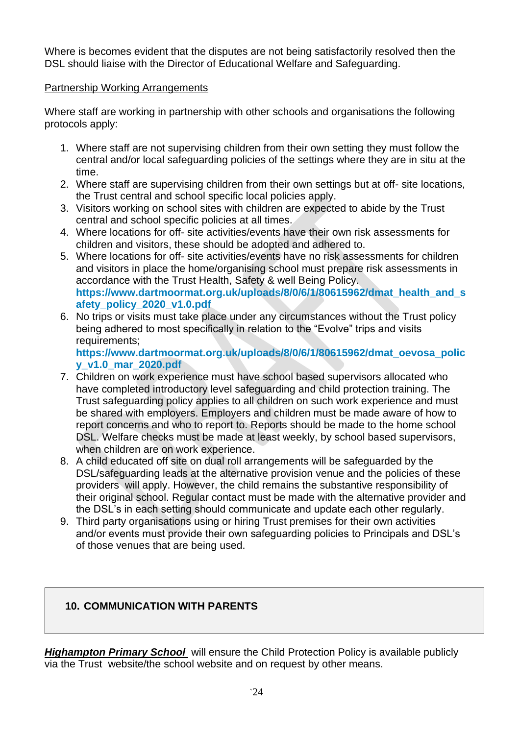Where is becomes evident that the disputes are not being satisfactorily resolved then the DSL should liaise with the Director of Educational Welfare and Safeguarding.

Partnership Working Arrangements

Where staff are working in partnership with other schools and organisations the following protocols apply:

1. Where staff are not supervising children from their own setting they must follow the central and/or local safeguarding policies of the settings where they are in situ at the time.
2. Where staff are supervising children from their own settings but at off- site locations, the Trust central and school specific local policies apply.
3. Visitors working on school sites with children are expected to abide by the Trust central and school specific policies at all times.
4. Where locations for off- site activities/events have their own risk assessments for children and visitors, these should be adopted and adhered to.
5. Where locations for off- site activities/events have no risk assessments for children and visitors in place the home/organising school must prepare risk assessments in accordance with the Trust Health, Safety & well Being Policy. **https://www.dartmoormat.org.uk/uploads/8/0/6/1/80615962/dmat_health_and_safety_policy_2020_v1.0.pdf**
6. No trips or visits must take place under any circumstances without the Trust policy being adhered to most specifically in relation to the "Evolve" trips and visits requirements; **https://www.dartmoormat.org.uk/uploads/8/0/6/1/80615962/dmat_oevosa_policy_v1.0_mar_2020.pdf**
7. Children on work experience must have school based supervisors allocated who have completed introductory level safeguarding and child protection training. The Trust safeguarding policy applies to all children on such work experience and must be shared with employers. Employers and children must be made aware of how to report concerns and who to report to. Reports should be made to the home school DSL. Welfare checks must be made at least weekly, by school based supervisors, when children are on work experience.
8. A child educated off site on dual roll arrangements will be safeguarded by the DSL/safeguarding leads at the alternative provision venue and the policies of these providers will apply. However, the child remains the substantive responsibility of their original school. Regular contact must be made with the alternative provider and the DSL's in each setting should communicate and update each other regularly.
9. Third party organisations using or hiring Trust premises for their own activities and/or events must provide their own safeguarding policies to Principals and DSL's of those venues that are being used.

## 10. COMMUNICATION WITH PARENTS

***Highampton Primary School*** will ensure the Child Protection Policy is available publicly via the Trust website/the school website and on request by other means.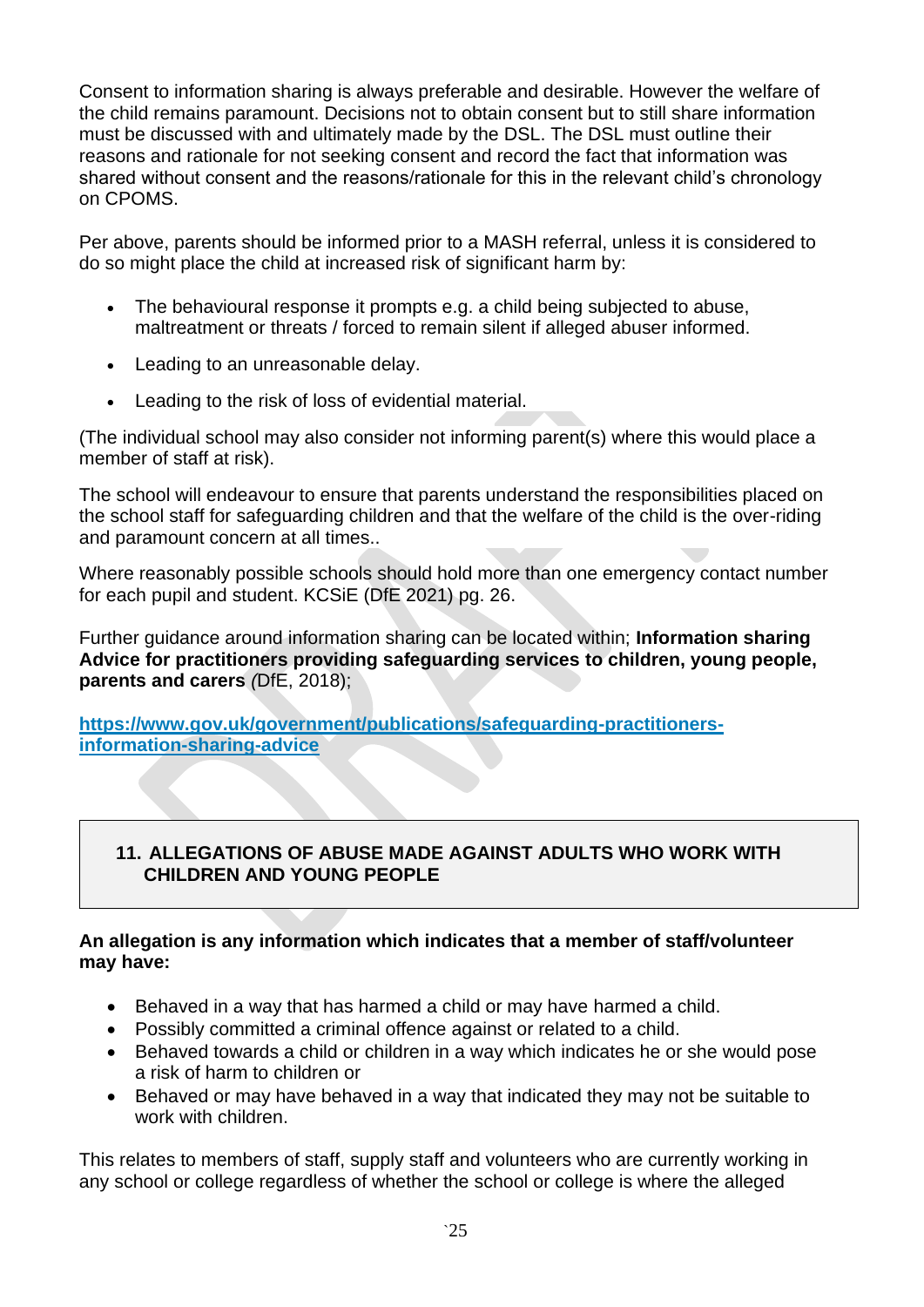Consent to information sharing is always preferable and desirable. However the welfare of the child remains paramount. Decisions not to obtain consent but to still share information must be discussed with and ultimately made by the DSL. The DSL must outline their reasons and rationale for not seeking consent and record the fact that information was shared without consent and the reasons/rationale for this in the relevant child's chronology on CPOMS.

Per above, parents should be informed prior to a MASH referral, unless it is considered to do so might place the child at increased risk of significant harm by:

- The behavioural response it prompts e.g. a child being subjected to abuse, maltreatment or threats / forced to remain silent if alleged abuser informed.
- Leading to an unreasonable delay.
- Leading to the risk of loss of evidential material.

(The individual school may also consider not informing parent(s) where this would place a member of staff at risk).

The school will endeavour to ensure that parents understand the responsibilities placed on the school staff for safeguarding children and that the welfare of the child is the over-riding and paramount concern at all times..

Where reasonably possible schools should hold more than one emergency contact number for each pupil and student. KCSiE (DfE 2021) pg. 26.

Further guidance around information sharing can be located within; **Information sharing Advice for practitioners providing safeguarding services to children, young people, parents and carers** (DfE, 2018);

**https://www.gov.uk/government/publications/safeguarding-practitioners-information-sharing-advice**

## 11. ALLEGATIONS OF ABUSE MADE AGAINST ADULTS WHO WORK WITH CHILDREN AND YOUNG PEOPLE

**An allegation is any information which indicates that a member of staff/volunteer may have:**

- Behaved in a way that has harmed a child or may have harmed a child.
- Possibly committed a criminal offence against or related to a child.
- Behaved towards a child or children in a way which indicates he or she would pose a risk of harm to children or
- Behaved or may have behaved in a way that indicated they may not be suitable to work with children.

This relates to members of staff, supply staff and volunteers who are currently working in any school or college regardless of whether the school or college is where the alleged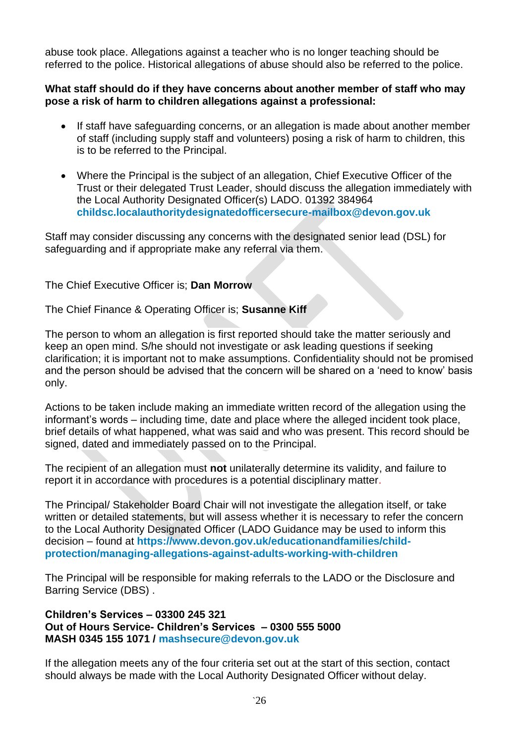abuse took place. Allegations against a teacher who is no longer teaching should be referred to the police. Historical allegations of abuse should also be referred to the police.

**What staff should do if they have concerns about another member of staff who may pose a risk of harm to children allegations against a professional:**

- If staff have safeguarding concerns, or an allegation is made about another member of staff (including supply staff and volunteers) posing a risk of harm to children, this is to be referred to the Principal.
- Where the Principal is the subject of an allegation, Chief Executive Officer of the Trust or their delegated Trust Leader, should discuss the allegation immediately with the Local Authority Designated Officer(s) LADO. 01392 384964 **childsc.localauthoritydesignatedofficersecure-mailbox@devon.gov.uk**

Staff may consider discussing any concerns with the designated senior lead (DSL) for safeguarding and if appropriate make any referral via them.

The Chief Executive Officer is; **Dan Morrow**

The Chief Finance & Operating Officer is; **Susanne Kiff**

The person to whom an allegation is first reported should take the matter seriously and keep an open mind. S/he should not investigate or ask leading questions if seeking clarification; it is important not to make assumptions. Confidentiality should not be promised and the person should be advised that the concern will be shared on a 'need to know' basis only.

Actions to be taken include making an immediate written record of the allegation using the informant's words – including time, date and place where the alleged incident took place, brief details of what happened, what was said and who was present. This record should be signed, dated and immediately passed on to the Principal.

The recipient of an allegation must **not** unilaterally determine its validity, and failure to report it in accordance with procedures is a potential disciplinary matter.

The Principal/ Stakeholder Board Chair will not investigate the allegation itself, or take written or detailed statements, but will assess whether it is necessary to refer the concern to the Local Authority Designated Officer (LADO Guidance may be used to inform this decision – found at **https://www.devon.gov.uk/educationandfamilies/child-protection/managing-allegations-against-adults-working-with-children**

The Principal will be responsible for making referrals to the LADO or the Disclosure and Barring Service (DBS) .

**Children's Services – 03300 245 321**
**Out of Hours Service- Children's Services – 0300 555 5000**
**MASH 0345 155 1071 / mashsecure@devon.gov.uk**

If the allegation meets any of the four criteria set out at the start of this section, contact should always be made with the Local Authority Designated Officer without delay.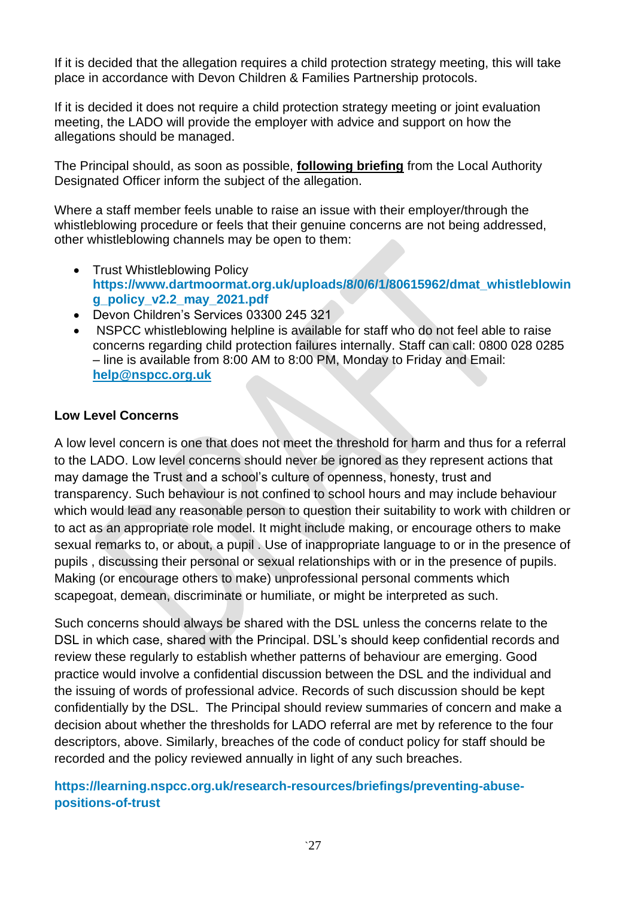If it is decided that the allegation requires a child protection strategy meeting, this will take place in accordance with Devon Children & Families Partnership protocols.

If it is decided it does not require a child protection strategy meeting or joint evaluation meeting, the LADO will provide the employer with advice and support on how the allegations should be managed.

The Principal should, as soon as possible, **following briefing** from the Local Authority Designated Officer inform the subject of the allegation.

Where a staff member feels unable to raise an issue with their employer/through the whistleblowing procedure or feels that their genuine concerns are not being addressed, other whistleblowing channels may be open to them:

- Trust Whistleblowing Policy **https://www.dartmoormat.org.uk/uploads/8/0/6/1/80615962/dmat_whistleblowing_policy_v2.2_may_2021.pdf**
- Devon Children's Services 03300 245 321
- NSPCC whistleblowing helpline is available for staff who do not feel able to raise concerns regarding child protection failures internally. Staff can call: 0800 028 0285 – line is available from 8:00 AM to 8:00 PM, Monday to Friday and Email: **help@nspcc.org.uk**

**Low Level Concerns**

A low level concern is one that does not meet the threshold for harm and thus for a referral to the LADO. Low level concerns should never be ignored as they represent actions that may damage the Trust and a school's culture of openness, honesty, trust and transparency. Such behaviour is not confined to school hours and may include behaviour which would lead any reasonable person to question their suitability to work with children or to act as an appropriate role model. It might include making, or encourage others to make sexual remarks to, or about, a pupil . Use of inappropriate language to or in the presence of pupils , discussing their personal or sexual relationships with or in the presence of pupils. Making (or encourage others to make) unprofessional personal comments which scapegoat, demean, discriminate or humiliate, or might be interpreted as such.

Such concerns should always be shared with the DSL unless the concerns relate to the DSL in which case, shared with the Principal. DSL's should keep confidential records and review these regularly to establish whether patterns of behaviour are emerging. Good practice would involve a confidential discussion between the DSL and the individual and the issuing of words of professional advice. Records of such discussion should be kept confidentially by the DSL. The Principal should review summaries of concern and make a decision about whether the thresholds for LADO referral are met by reference to the four descriptors, above. Similarly, breaches of the code of conduct policy for staff should be recorded and the policy reviewed annually in light of any such breaches.

**https://learning.nspcc.org.uk/research-resources/briefings/preventing-abuse-positions-of-trust**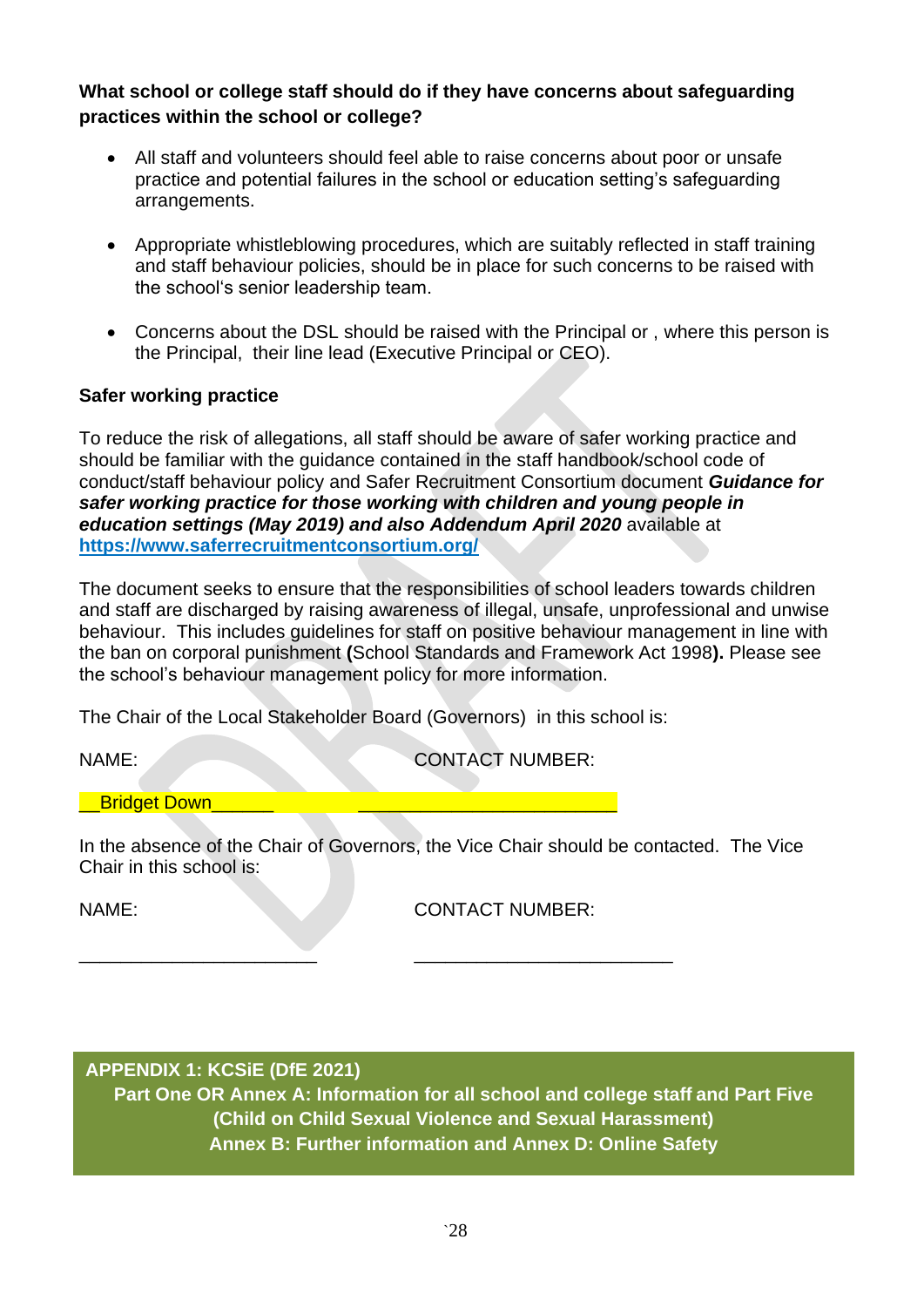**What school or college staff should do if they have concerns about safeguarding practices within the school or college?**

- All staff and volunteers should feel able to raise concerns about poor or unsafe practice and potential failures in the school or education setting's safeguarding arrangements.
- Appropriate whistleblowing procedures, which are suitably reflected in staff training and staff behaviour policies, should be in place for such concerns to be raised with the school's senior leadership team.
- Concerns about the DSL should be raised with the Principal or , where this person is the Principal, their line lead (Executive Principal or CEO).

**Safer working practice**

To reduce the risk of allegations, all staff should be aware of safer working practice and should be familiar with the guidance contained in the staff handbook/school code of conduct/staff behaviour policy and Safer Recruitment Consortium document ***Guidance for safer working practice for those working with children and young people in education settings (May 2019) and also Addendum April 2020*** available at **https://www.saferrecruitmentconsortium.org/**

The document seeks to ensure that the responsibilities of school leaders towards children and staff are discharged by raising awareness of illegal, unsafe, unprofessional and unwise behaviour. This includes guidelines for staff on positive behaviour management in line with the ban on corporal punishment **(**School Standards and Framework Act 1998**).** Please see the school's behaviour management policy for more information.

The Chair of the Local Stakeholder Board (Governors) in this school is:

NAME: CONTACT NUMBER:

__Bridget Down______ ________________________

In the absence of the Chair of Governors, the Vice Chair should be contacted. The Vice Chair in this school is:

NAME: CONTACT NUMBER:

______________________ ________________________

**APPENDIX 1: KCSiE (DfE 2021)**
**Part One OR Annex A: Information for all school and college staff and Part Five (Child on Child Sexual Violence and Sexual Harassment)**
**Annex B: Further information and Annex D: Online Safety**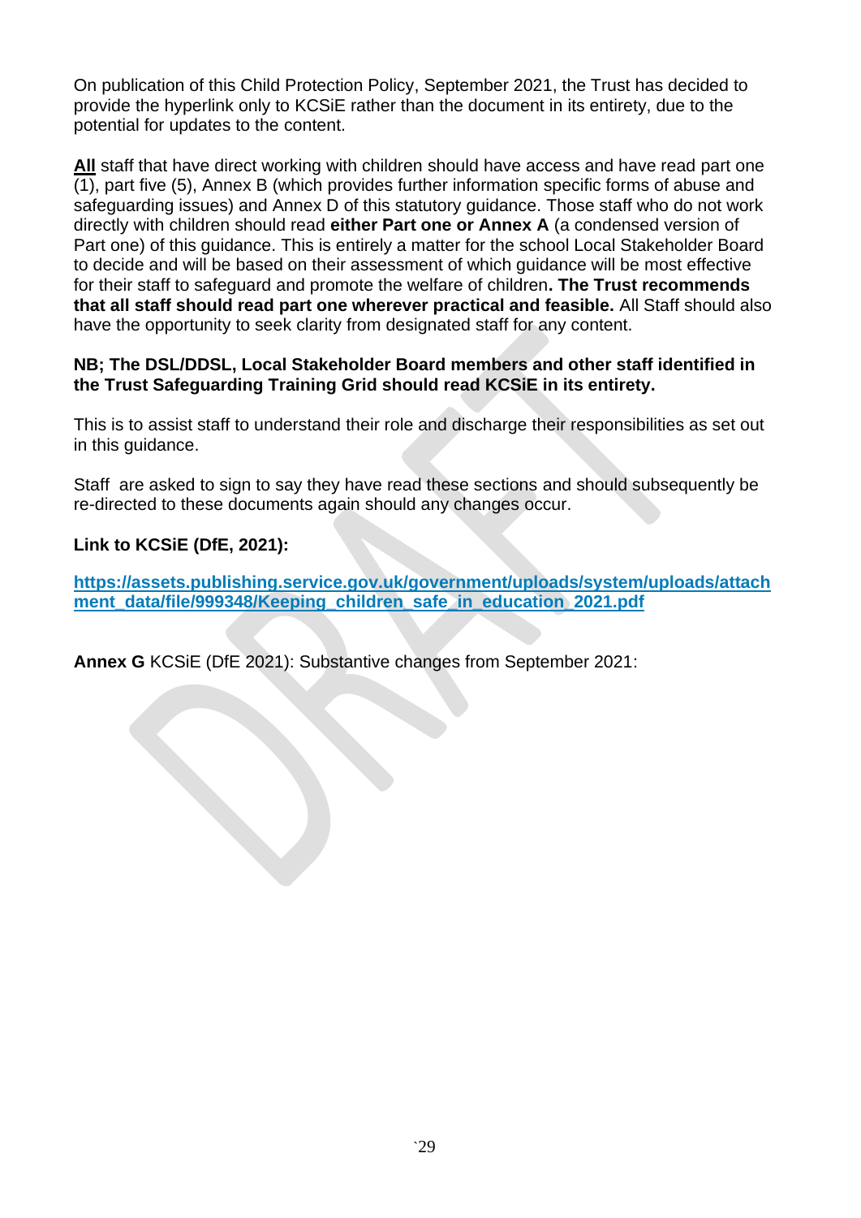On publication of this Child Protection Policy, September 2021, the Trust has decided to provide the hyperlink only to KCSiE rather than the document in its entirety, due to the potential for updates to the content.

**All** staff that have direct working with children should have access and have read part one (1), part five (5), Annex B (which provides further information specific forms of abuse and safeguarding issues) and Annex D of this statutory guidance. Those staff who do not work directly with children should read **either Part one or Annex A** (a condensed version of Part one) of this guidance. This is entirely a matter for the school Local Stakeholder Board to decide and will be based on their assessment of which guidance will be most effective for their staff to safeguard and promote the welfare of children**. The Trust recommends that all staff should read part one wherever practical and feasible.** All Staff should also have the opportunity to seek clarity from designated staff for any content.

**NB; The DSL/DDSL, Local Stakeholder Board members and other staff identified in the Trust Safeguarding Training Grid should read KCSiE in its entirety.**

This is to assist staff to understand their role and discharge their responsibilities as set out in this guidance.

Staff are asked to sign to say they have read these sections and should subsequently be re-directed to these documents again should any changes occur.

**Link to KCSiE (DfE, 2021):**

**https://assets.publishing.service.gov.uk/government/uploads/system/uploads/attachment_data/file/999348/Keeping_children_safe_in_education_2021.pdf**

**Annex G** KCSiE (DfE 2021): Substantive changes from September 2021: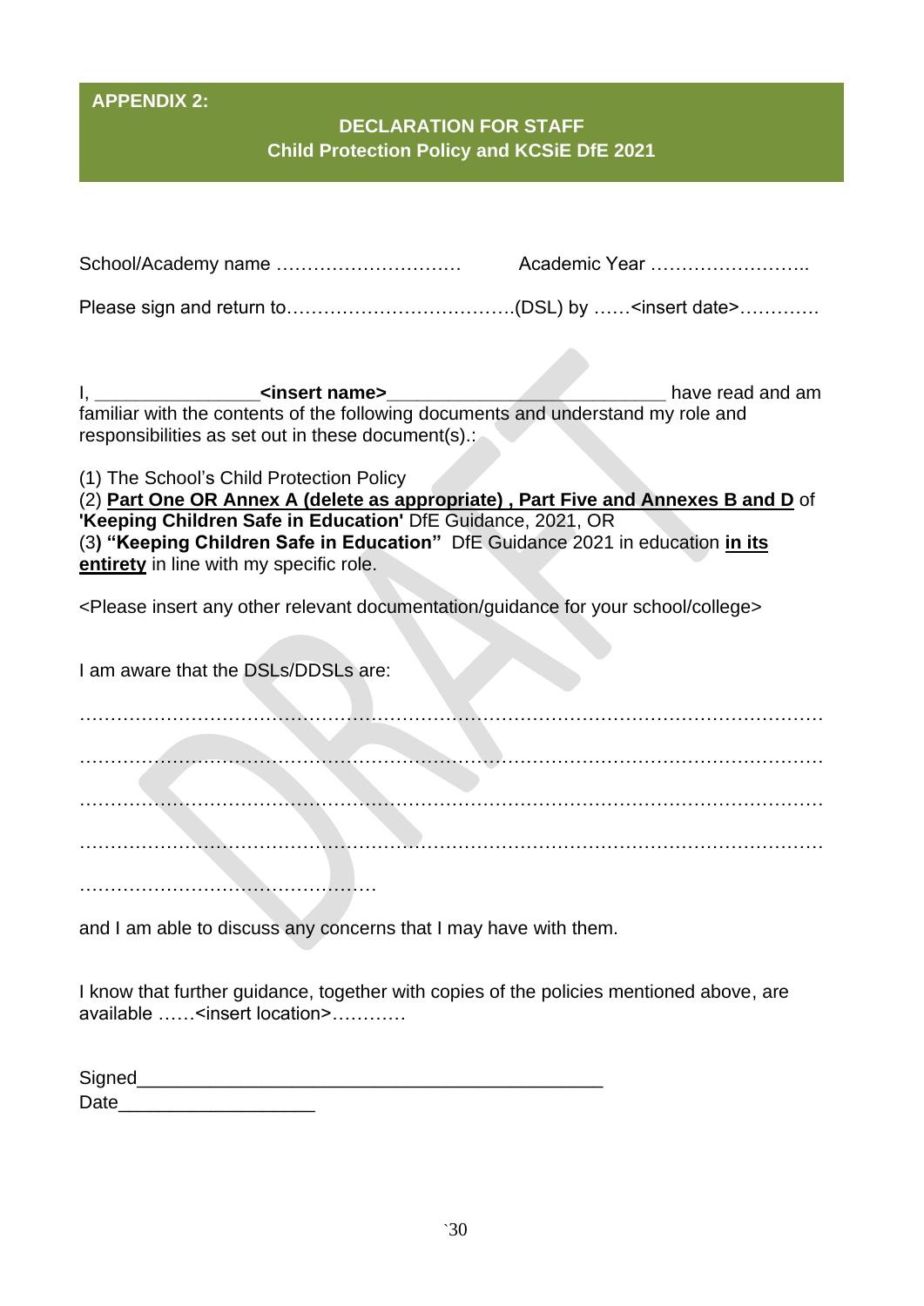**APPENDIX 2:**

## DECLARATION FOR STAFF
## Child Protection Policy and KCSiE DfE 2021

School/Academy name ………………………… Academic Year ……………………..

Please sign and return to……………………………….(DSL) by ……<insert date>………….

I, _______________**<insert name>**_________________________ have read and am familiar with the contents of the following documents and understand my role and responsibilities as set out in these document(s).:

(1) The School's Child Protection Policy
(2) **Part One OR Annex A (delete as appropriate) , Part Five and Annexes B and D** of **'Keeping Children Safe in Education'** DfE Guidance, 2021, OR
(3) **"Keeping Children Safe in Education"** DfE Guidance 2021 in education **in its entirety** in line with my specific role.

<Please insert any other relevant documentation/guidance for your school/college>

I am aware that the DSLs/DDSLs are:

……………………………………………………………………………………………………

……………………………………………………………………………………………………

……………………………………………………………………………………………………

……………………………………………………………………………………………………

…………………………………………

and I am able to discuss any concerns that I may have with them.

I know that further guidance, together with copies of the policies mentioned above, are available ……<insert location>…………

Signed_____________________________________________
Date___________________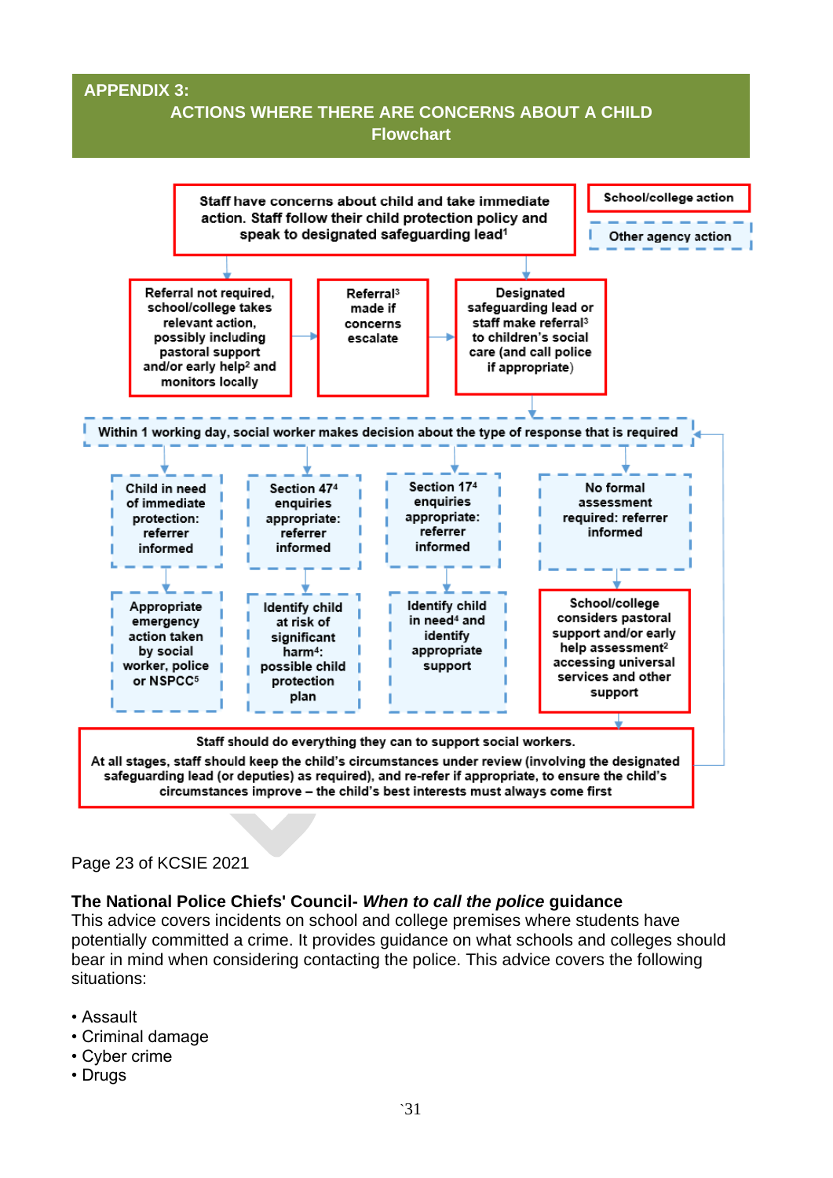## APPENDIX 3:
## ACTIONS WHERE THERE ARE CONCERNS ABOUT A CHILD
### Flowchart

School/college action

Other agency action

Staff have concerns about child and take immediate action. Staff follow their child protection policy and speak to designated safeguarding lead[1]

Referral not required, school/college takes relevant action, possibly including pastoral support and/or early help[2] and monitors locally

Referral[3] made if concerns escalate

Designated safeguarding lead or staff make referral[3] to children's social care (and call police if appropriate)

Within 1 working day, social worker makes decision about the type of response that is required

Child in need of immediate protection: referrer informed

Section 47[4] enquiries appropriate: referrer informed

Section 17[4] enquiries appropriate: referrer informed

No formal assessment required: referrer informed

Appropriate emergency action taken by social worker, police or NSPCC[5]

Identify child at risk of significant harm[4]: possible child protection plan

Identify child in need[4] and identify appropriate support

School/college considers pastoral support and/or early help assessment[2] accessing universal services and other support

Staff should do everything they can to support social workers.

At all stages, staff should keep the child's circumstances under review (involving the designated safeguarding lead (or deputies) as required), and re-refer if appropriate, to ensure the child's circumstances improve – the child's best interests must always come first

Page 23 of KCSIE 2021

**The National Police Chiefs' Council-** ***When to call the police*** **guidance**
This advice covers incidents on school and college premises where students have potentially committed a crime. It provides guidance on what schools and colleges should bear in mind when considering contacting the police. This advice covers the following situations:

- Assault
- Criminal damage
- Cyber crime
- Drugs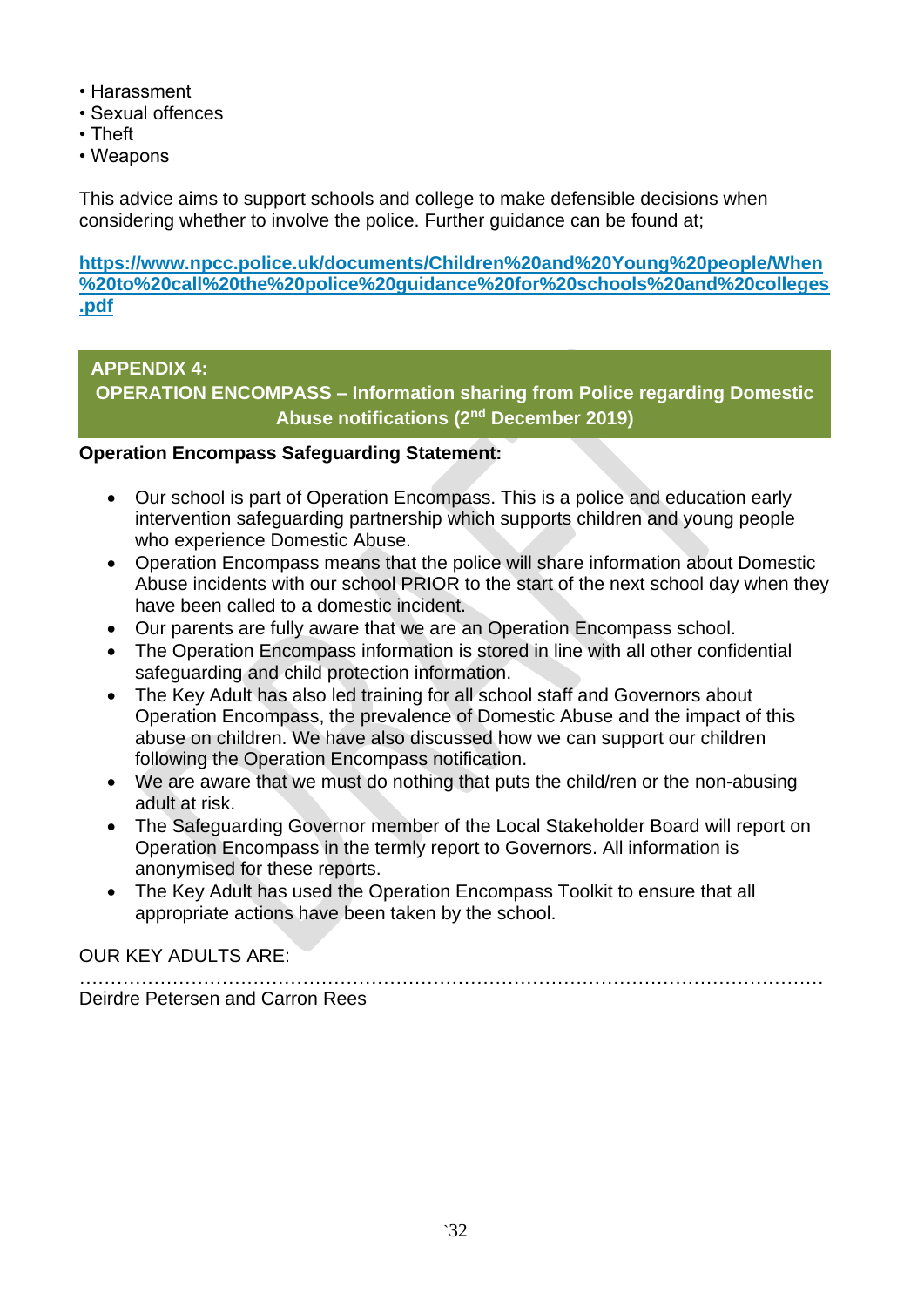- Harassment
- Sexual offences
- Theft
- Weapons

This advice aims to support schools and college to make defensible decisions when considering whether to involve the police. Further guidance can be found at;

**https://www.npcc.police.uk/documents/Children%20and%20Young%20people/When%20to%20call%20the%20police%20guidance%20for%20schools%20and%20colleges.pdf**

## APPENDIX 4:
## OPERATION ENCOMPASS – Information sharing from Police regarding Domestic Abuse notifications (2nd December 2019)

**Operation Encompass Safeguarding Statement:**

- Our school is part of Operation Encompass. This is a police and education early intervention safeguarding partnership which supports children and young people who experience Domestic Abuse.
- Operation Encompass means that the police will share information about Domestic Abuse incidents with our school PRIOR to the start of the next school day when they have been called to a domestic incident.
- Our parents are fully aware that we are an Operation Encompass school.
- The Operation Encompass information is stored in line with all other confidential safeguarding and child protection information.
- The Key Adult has also led training for all school staff and Governors about Operation Encompass, the prevalence of Domestic Abuse and the impact of this abuse on children. We have also discussed how we can support our children following the Operation Encompass notification.
- We are aware that we must do nothing that puts the child/ren or the non-abusing adult at risk.
- The Safeguarding Governor member of the Local Stakeholder Board will report on Operation Encompass in the termly report to Governors. All information is anonymised for these reports.
- The Key Adult has used the Operation Encompass Toolkit to ensure that all appropriate actions have been taken by the school.

OUR KEY ADULTS ARE:
……………………………………………………………………………………………………………
Deirdre Petersen and Carron Rees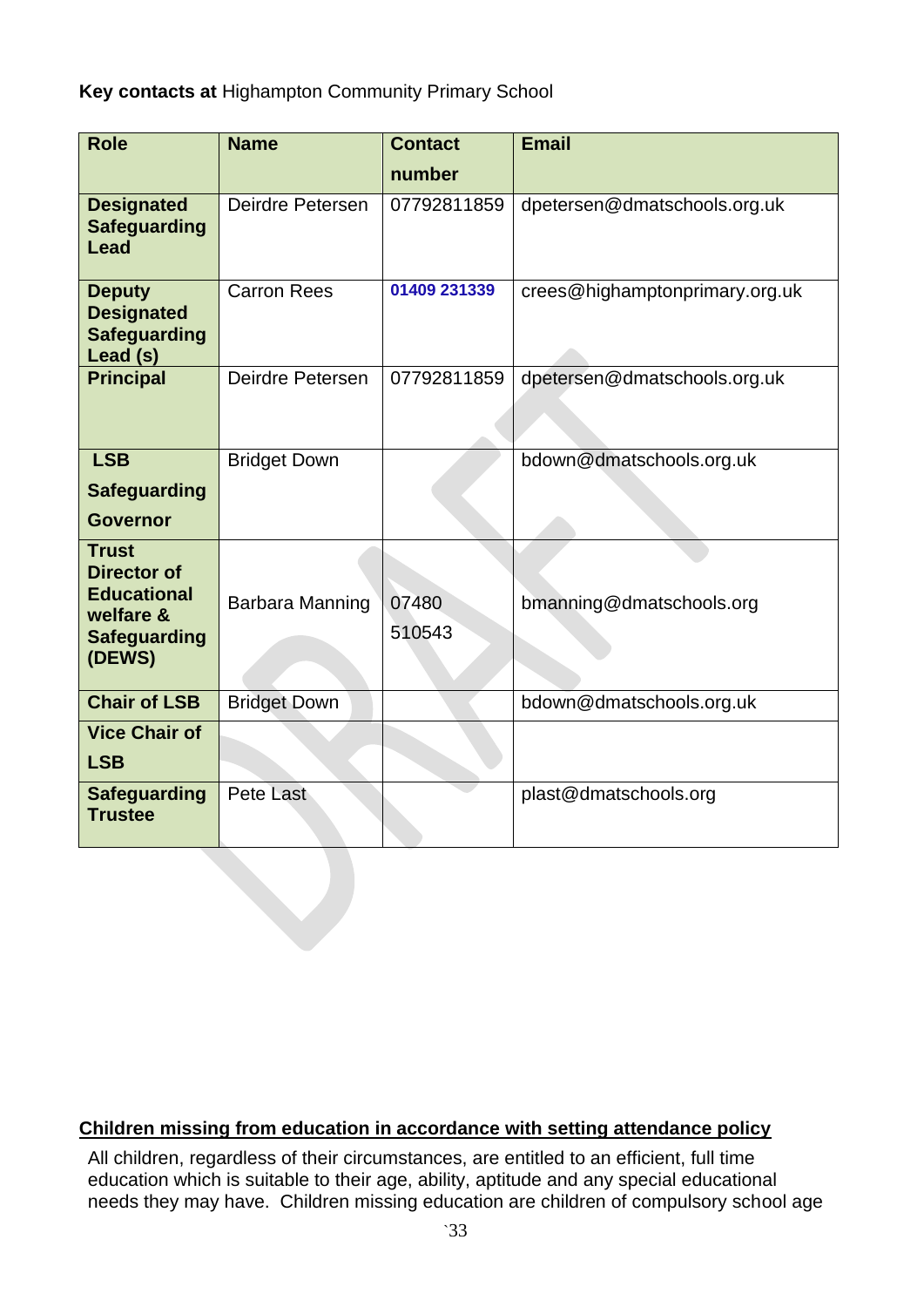**Key contacts at** Highampton Community Primary School

| Role | Name | Contact number | Email |
|---|---|---|---|
| **Designated Safeguarding Lead** | Deirdre Petersen | 07792811859 | dpetersen@dmatschools.org.uk |
| **Deputy Designated Safeguarding Lead (s)** | Carron Rees | 01409 231339 | crees@highamptonprimary.org.uk |
| **Principal** | Deirdre Petersen | 07792811859 | dpetersen@dmatschools.org.uk |
| **LSB Safeguarding Governor** | Bridget Down | | bdown@dmatschools.org.uk |
| **Trust Director of Educational welfare & Safeguarding (DEWS)** | Barbara Manning | 07480 510543 | bmanning@dmatschools.org |
| **Chair of LSB** | Bridget Down | | bdown@dmatschools.org.uk |
| **Vice Chair of LSB** | | | |
| **Safeguarding Trustee** | Pete Last | | plast@dmatschools.org |

**Children missing from education in accordance with setting attendance policy**

All children, regardless of their circumstances, are entitled to an efficient, full time education which is suitable to their age, ability, aptitude and any special educational needs they may have. Children missing education are children of compulsory school age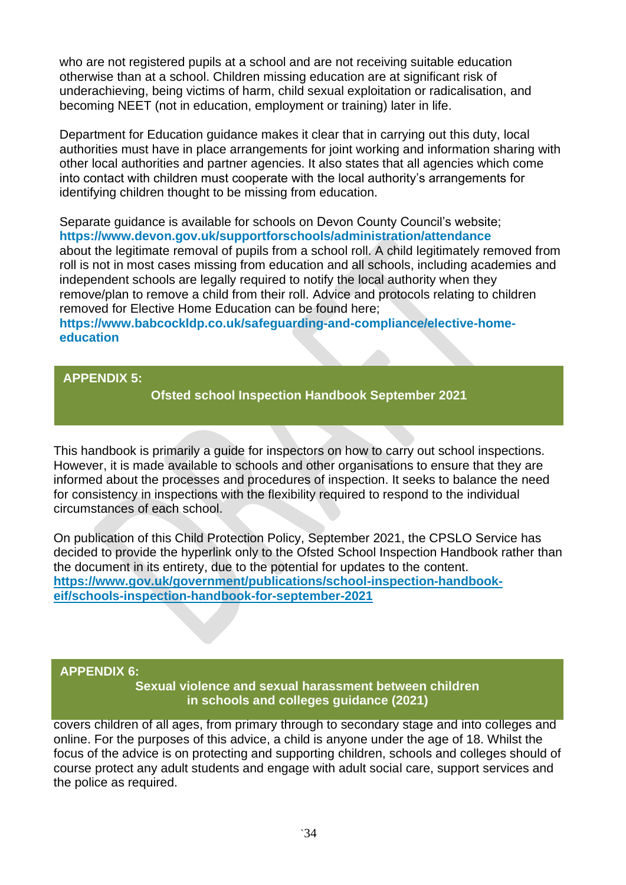who are not registered pupils at a school and are not receiving suitable education otherwise than at a school. Children missing education are at significant risk of underachieving, being victims of harm, child sexual exploitation or radicalisation, and becoming NEET (not in education, employment or training) later in life.

Department for Education guidance makes it clear that in carrying out this duty, local authorities must have in place arrangements for joint working and information sharing with other local authorities and partner agencies. It also states that all agencies which come into contact with children must cooperate with the local authority's arrangements for identifying children thought to be missing from education.

Separate guidance is available for schools on Devon County Council's website; **https://www.devon.gov.uk/supportforschools/administration/attendance** about the legitimate removal of pupils from a school roll. A child legitimately removed from roll is not in most cases missing from education and all schools, including academies and independent schools are legally required to notify the local authority when they remove/plan to remove a child from their roll. Advice and protocols relating to children removed for Elective Home Education can be found here; **https://www.babcockldp.co.uk/safeguarding-and-compliance/elective-home-education**

## APPENDIX 5: Ofsted school Inspection Handbook September 2021

This handbook is primarily a guide for inspectors on how to carry out school inspections. However, it is made available to schools and other organisations to ensure that they are informed about the processes and procedures of inspection. It seeks to balance the need for consistency in inspections with the flexibility required to respond to the individual circumstances of each school.

On publication of this Child Protection Policy, September 2021, the CPSLO Service has decided to provide the hyperlink only to the Ofsted School Inspection Handbook rather than the document in its entirety, due to the potential for updates to the content. [https://www.gov.uk/government/publications/school-inspection-handbook-eif/schools-inspection-handbook-for-september-2021](https://www.gov.uk/government/publications/school-inspection-handbook-eif/schools-inspection-handbook-for-september-2021)

## APPENDIX 6: Sexual violence and sexual harassment between children in schools and colleges guidance (2021)

covers children of all ages, from primary through to secondary stage and into colleges and online. For the purposes of this advice, a child is anyone under the age of 18. Whilst the focus of the advice is on protecting and supporting children, schools and colleges should of course protect any adult students and engage with adult social care, support services and the police as required.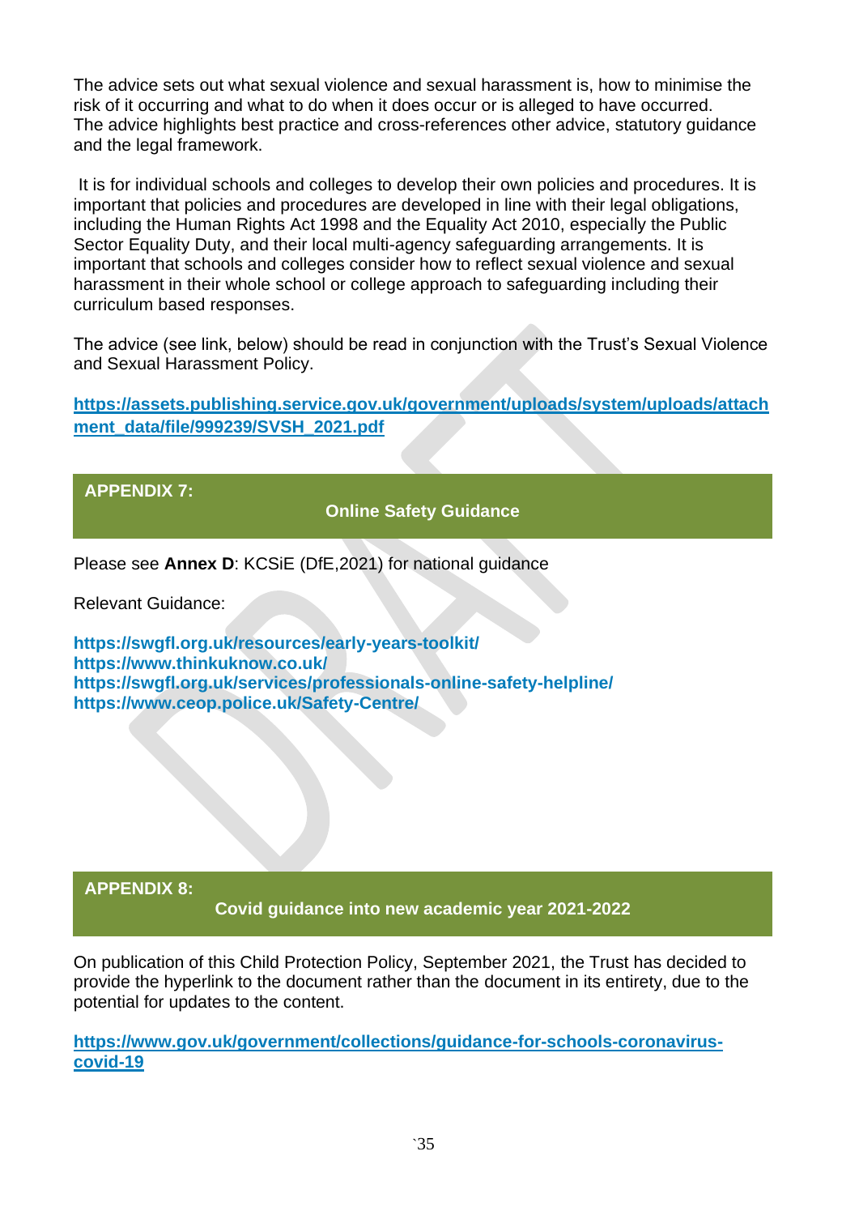The advice sets out what sexual violence and sexual harassment is, how to minimise the risk of it occurring and what to do when it does occur or is alleged to have occurred. The advice highlights best practice and cross-references other advice, statutory guidance and the legal framework.

It is for individual schools and colleges to develop their own policies and procedures. It is important that policies and procedures are developed in line with their legal obligations, including the Human Rights Act 1998 and the Equality Act 2010, especially the Public Sector Equality Duty, and their local multi-agency safeguarding arrangements. It is important that schools and colleges consider how to reflect sexual violence and sexual harassment in their whole school or college approach to safeguarding including their curriculum based responses.

The advice (see link, below) should be read in conjunction with the Trust's Sexual Violence and Sexual Harassment Policy.

**https://assets.publishing.service.gov.uk/government/uploads/system/uploads/attachment_data/file/999239/SVSH_2021.pdf**

## APPENDIX 7: Online Safety Guidance

Please see **Annex D**: KCSiE (DfE,2021) for national guidance

Relevant Guidance:

**https://swgfl.org.uk/resources/early-years-toolkit/**
**https://www.thinkuknow.co.uk/**
**https://swgfl.org.uk/services/professionals-online-safety-helpline/**
**https://www.ceop.police.uk/Safety-Centre/**

## APPENDIX 8: Covid guidance into new academic year 2021-2022

On publication of this Child Protection Policy, September 2021, the Trust has decided to provide the hyperlink to the document rather than the document in its entirety, due to the potential for updates to the content.

**https://www.gov.uk/government/collections/guidance-for-schools-coronavirus-covid-19**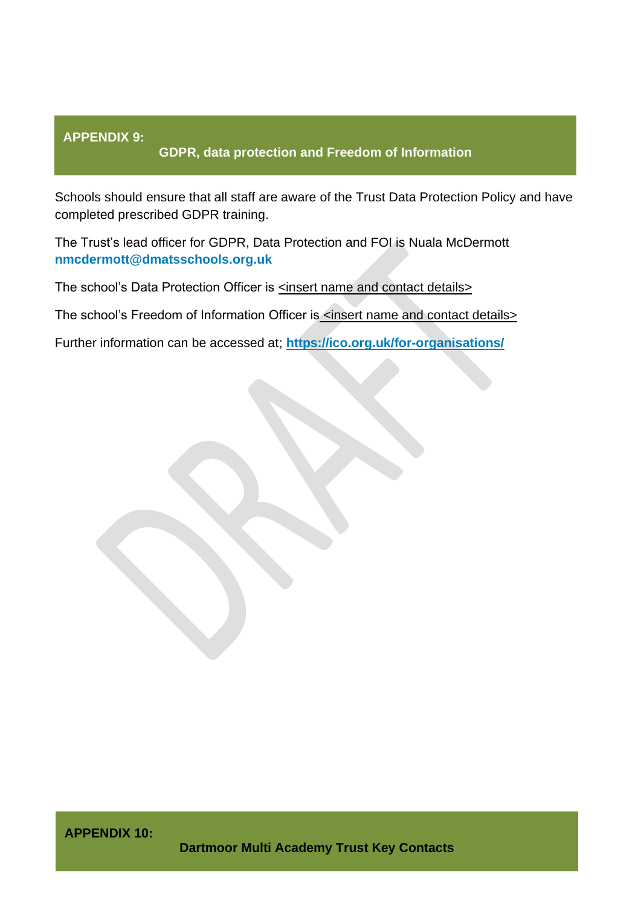## APPENDIX 9: GDPR, data protection and Freedom of Information

Schools should ensure that all staff are aware of the Trust Data Protection Policy and have completed prescribed GDPR training.

The Trust's lead officer for GDPR, Data Protection and FOI is Nuala McDermott **nmcdermott@dmatsschools.org.uk**

The school's Data Protection Officer is <insert name and contact details>

The school's Freedom of Information Officer is <insert name and contact details>

Further information can be accessed at; **https://ico.org.uk/for-organisations/**

## APPENDIX 10: Dartmoor Multi Academy Trust Key Contacts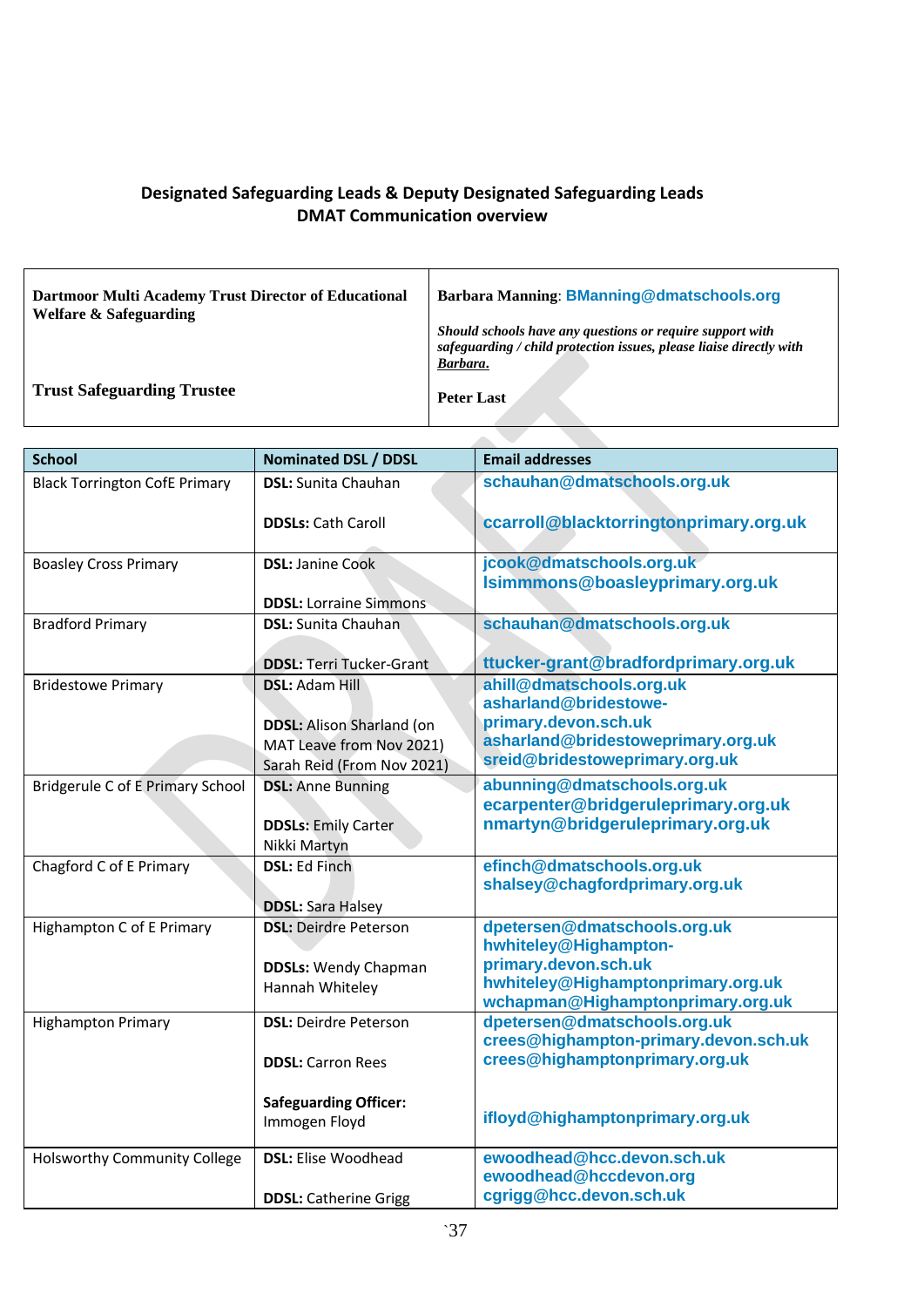**Designated Safeguarding Leads & Deputy Designated Safeguarding Leads**
**DMAT Communication overview**

| | |
|---|---|
| **Dartmoor Multi Academy Trust Director of Educational Welfare & Safeguarding** | **Barbara Manning**: **BManning@dmatschools.org**<br><br>***Should schools have any questions or require support with safeguarding / child protection issues, please liaise directly with <u>Barbara</u>.*** |
| **Trust Safeguarding Trustee** | **Peter Last** |

| School | Nominated DSL / DDSL | Email addresses |
|---|---|---|
| Black Torrington CofE Primary | **DSL:** Sunita Chauhan<br><br>**DDSLs:** Cath Caroll | schauhan@dmatschools.org.uk<br><br>ccarroll@blacktorringtonprimary.org.uk |
| Boasley Cross Primary | **DSL:** Janine Cook<br><br>**DDSL:** Lorraine Simmons | jcook@dmatschools.org.uk<br>lsimmmons@boasleyprimary.org.uk |
| Bradford Primary | **DSL:** Sunita Chauhan<br><br>**DDSL:** Terri Tucker-Grant | schauhan@dmatschools.org.uk<br><br>ttucker-grant@bradfordprimary.org.uk |
| Bridestowe Primary | **DSL:** Adam Hill<br><br>**DDSL:** Alison Sharland (on MAT Leave from Nov 2021)<br>Sarah Reid (From Nov 2021) | ahill@dmatschools.org.uk<br>asharland@bridestowe-primary.devon.sch.uk<br>asharland@bridestoweprimary.org.uk<br>sreid@bridestoweprimary.org.uk |
| Bridgerule C of E Primary School | **DSL:** Anne Bunning<br><br>**DDSLs:** Emily Carter<br>Nikki Martyn | abunning@dmatschools.org.uk<br>ecarpenter@bridgeruleprimary.org.uk<br>nmartyn@bridgeruleprimary.org.uk |
| Chagford C of E Primary | **DSL:** Ed Finch<br><br>**DDSL:** Sara Halsey | efinch@dmatschools.org.uk<br>shalsey@chagfordprimary.org.uk |
| Highampton C of E Primary | **DSL:** Deirdre Peterson<br><br>**DDSLs:** Wendy Chapman<br>Hannah Whiteley | dpetersen@dmatschools.org.uk<br>hwhiteley@Highampton-primary.devon.sch.uk<br>hwhiteley@Highamptonprimary.org.uk<br>wchapman@Highamptonprimary.org.uk |
| Highampton Primary | **DSL:** Deirdre Peterson<br><br>**DDSL:** Carron Rees<br><br>**Safeguarding Officer:** Immogen Floyd | dpetersen@dmatschools.org.uk<br>crees@highampton-primary.devon.sch.uk<br>crees@highamptonprimary.org.uk<br><br>ifloyd@highamptonprimary.org.uk |
| Holsworthy Community College | **DSL:** Elise Woodhead<br><br>**DDSL:** Catherine Grigg | ewoodhead@hcc.devon.sch.uk<br>ewoodhead@hccdevon.org<br>cgrigg@hcc.devon.sch.uk |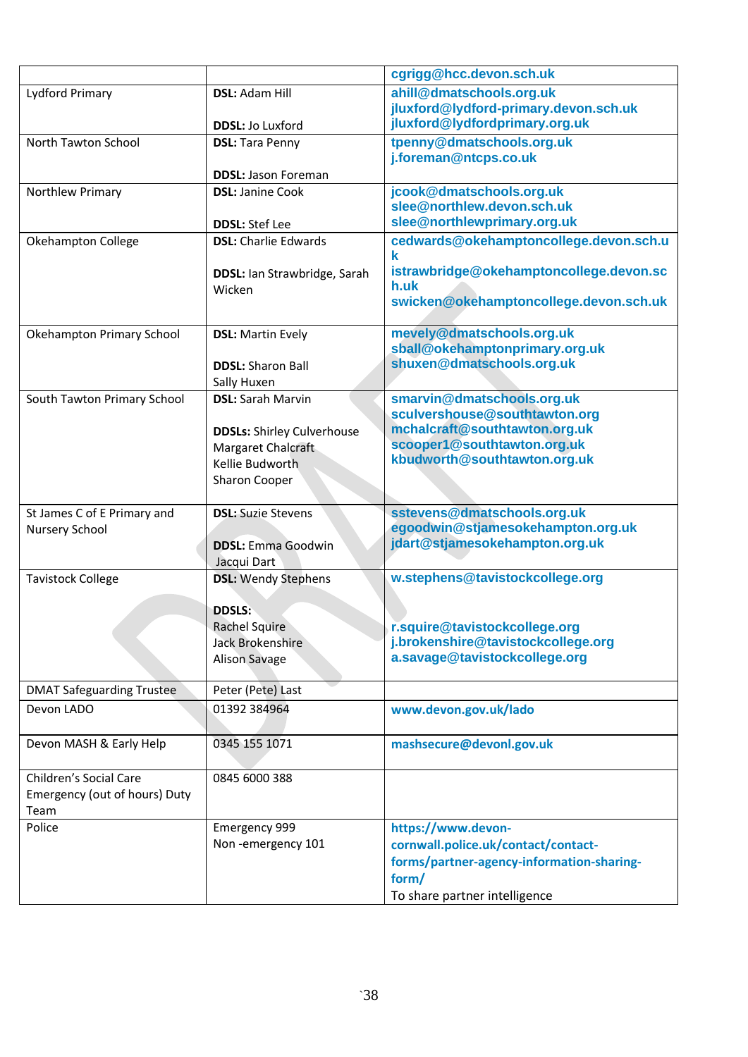| | | |
|---|---|---|
| | | cgrigg@hcc.devon.sch.uk |
| Lydford Primary | **DSL:** Adam Hill<br><br>**DDSL:** Jo Luxford | ahill@dmatschools.org.uk<br>jluxford@lydford-primary.devon.sch.uk<br>jluxford@lydfordprimary.org.uk |
| North Tawton School | **DSL:** Tara Penny<br><br>**DDSL:** Jason Foreman | tpenny@dmatschools.org.uk<br>j.foreman@ntcps.co.uk |
| Northlew Primary | **DSL:** Janine Cook<br><br>**DDSL:** Stef Lee | jcook@dmatschools.org.uk<br>slee@northlew.devon.sch.uk<br>slee@northlewprimary.org.uk |
| Okehampton College | **DSL:** Charlie Edwards<br><br>**DDSL:** Ian Strawbridge, Sarah Wicken | cedwards@okehamptoncollege.devon.sch.uk<br>istrawbridge@okehamptoncollege.devon.sch.uk<br>swicken@okehamptoncollege.devon.sch.uk |
| Okehampton Primary School | **DSL:** Martin Evely<br><br>**DDSL:** Sharon Ball<br>Sally Huxen | mevely@dmatschools.org.uk<br>sball@okehamptonprimary.org.uk<br>shuxen@dmatschools.org.uk |
| South Tawton Primary School | **DSL:** Sarah Marvin<br><br>**DDSLs:** Shirley Culverhouse<br>Margaret Chalcraft<br>Kellie Budworth<br>Sharon Cooper | smarvin@dmatschools.org.uk<br>sculvershouse@southtawton.org<br>mchalcraft@southtawton.org.uk<br>scooper1@southtawton.org.uk<br>kbudworth@southtawton.org.uk |
| St James C of E Primary and Nursery School | **DSL:** Suzie Stevens<br><br>**DDSL:** Emma Goodwin<br>Jacqui Dart | sstevens@dmatschools.org.uk<br>egoodwin@stjamesokehampton.org.uk<br>jdart@stjamesokehampton.org.uk |
| Tavistock College | **DSL:** Wendy Stephens<br><br>**DDSLS:**<br>Rachel Squire<br>Jack Brokenshire<br>Alison Savage | w.stephens@tavistockcollege.org<br><br>r.squire@tavistockcollege.org<br>j.brokenshire@tavistockcollege.org<br>a.savage@tavistockcollege.org |
| DMAT Safeguarding Trustee | Peter (Pete) Last | |
| Devon LADO | 01392 384964 | www.devon.gov.uk/lado |
| Devon MASH & Early Help | 0345 155 1071 | mashsecure@devonl.gov.uk |
| Children's Social Care Emergency (out of hours) Duty Team | 0845 6000 388 | |
| Police | Emergency 999<br>Non -emergency 101 | https://www.devon-cornwall.police.uk/contact/contact-forms/partner-agency-information-sharing-form/<br>To share partner intelligence |